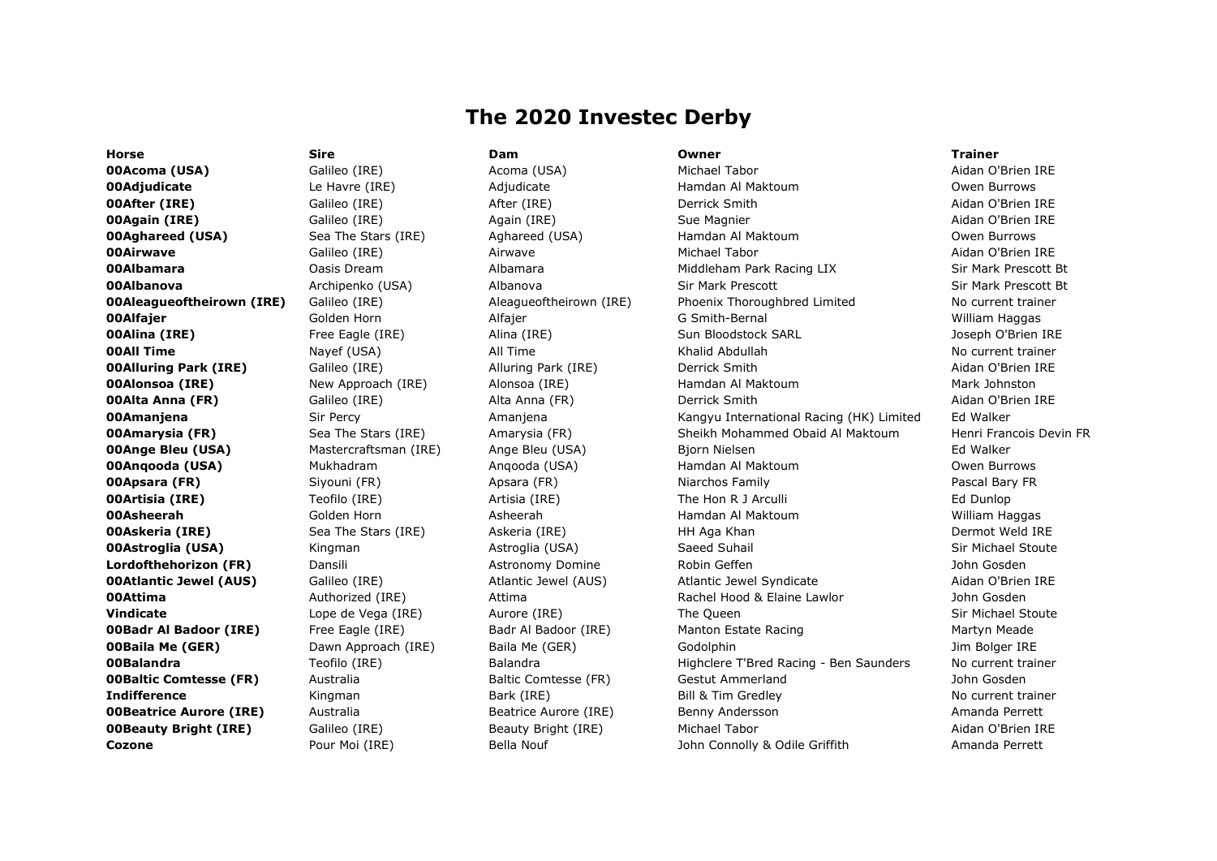# The 2020 Investec Derby

| Horse | Sire | Dam | Owner | Trainer |
|---|---|---|---|---|
| **00Acoma (USA)** | Galileo (IRE) | Acoma (USA) | Michael Tabor | Aidan O'Brien IRE |
| **00Adjudicate** | Le Havre (IRE) | Adjudicate | Hamdan Al Maktoum | Owen Burrows |
| **00After (IRE)** | Galileo (IRE) | After (IRE) | Derrick Smith | Aidan O'Brien IRE |
| **00Again (IRE)** | Galileo (IRE) | Again (IRE) | Sue Magnier | Aidan O'Brien IRE |
| **00Aghareed (USA)** | Sea The Stars (IRE) | Aghareed (USA) | Hamdan Al Maktoum | Owen Burrows |
| **00Airwave** | Galileo (IRE) | Airwave | Michael Tabor | Aidan O'Brien IRE |
| **00Albamara** | Oasis Dream | Albamara | Middleham Park Racing LIX | Sir Mark Prescott Bt |
| **00Albanova** | Archipenko (USA) | Albanova | Sir Mark Prescott | Sir Mark Prescott Bt |
| **00Aleagueoftheirown (IRE)** | Galileo (IRE) | Aleagueoftheirown (IRE) | Phoenix Thoroughbred Limited | No current trainer |
| **00Alfajer** | Golden Horn | Alfajer | G Smith-Bernal | William Haggas |
| **00Alina (IRE)** | Free Eagle (IRE) | Alina (IRE) | Sun Bloodstock SARL | Joseph O'Brien IRE |
| **00All Time** | Nayef (USA) | All Time | Khalid Abdullah | No current trainer |
| **00Alluring Park (IRE)** | Galileo (IRE) | Alluring Park (IRE) | Derrick Smith | Aidan O'Brien IRE |
| **00Alonsoa (IRE)** | New Approach (IRE) | Alonsoa (IRE) | Hamdan Al Maktoum | Mark Johnston |
| **00Alta Anna (FR)** | Galileo (IRE) | Alta Anna (FR) | Derrick Smith | Aidan O'Brien IRE |
| **00Amanjena** | Sir Percy | Amanjena | Kangyu International Racing (HK) Limited | Ed Walker |
| **00Amarysia (FR)** | Sea The Stars (IRE) | Amarysia (FR) | Sheikh Mohammed Obaid Al Maktoum | Henri Francois Devin FR |
| **00Ange Bleu (USA)** | Mastercraftsman (IRE) | Ange Bleu (USA) | Bjorn Nielsen | Ed Walker |
| **00Anqooda (USA)** | Mukhadram | Anqooda (USA) | Hamdan Al Maktoum | Owen Burrows |
| **00Apsara (FR)** | Siyouni (FR) | Apsara (FR) | Niarchos Family | Pascal Bary FR |
| **00Artisia (IRE)** | Teofilo (IRE) | Artisia (IRE) | The Hon R J Arculli | Ed Dunlop |
| **00Asheerah** | Golden Horn | Asheerah | Hamdan Al Maktoum | William Haggas |
| **00Askeria (IRE)** | Sea The Stars (IRE) | Askeria (IRE) | HH Aga Khan | Dermot Weld IRE |
| **00Astroglia (USA)** | Kingman | Astroglia (USA) | Saeed Suhail | Sir Michael Stoute |
| **Lordofthehorizon (FR)** | Dansili | Astronomy Domine | Robin Geffen | John Gosden |
| **00Atlantic Jewel (AUS)** | Galileo (IRE) | Atlantic Jewel (AUS) | Atlantic Jewel Syndicate | Aidan O'Brien IRE |
| **00Attima** | Authorized (IRE) | Attima | Rachel Hood & Elaine Lawlor | John Gosden |
| **Vindicate** | Lope de Vega (IRE) | Aurore (IRE) | The Queen | Sir Michael Stoute |
| **00Badr Al Badoor (IRE)** | Free Eagle (IRE) | Badr Al Badoor (IRE) | Manton Estate Racing | Martyn Meade |
| **00Baila Me (GER)** | Dawn Approach (IRE) | Baila Me (GER) | Godolphin | Jim Bolger IRE |
| **00Balandra** | Teofilo (IRE) | Balandra | Highclere T'Bred Racing - Ben Saunders | No current trainer |
| **00Baltic Comtesse (FR)** | Australia | Baltic Comtesse (FR) | Gestut Ammerland | John Gosden |
| **Indifference** | Kingman | Bark (IRE) | Bill & Tim Gredley | No current trainer |
| **00Beatrice Aurore (IRE)** | Australia | Beatrice Aurore (IRE) | Benny Andersson | Amanda Perrett |
| **00Beauty Bright (IRE)** | Galileo (IRE) | Beauty Bright (IRE) | Michael Tabor | Aidan O'Brien IRE |
| **Cozone** | Pour Moi (IRE) | Bella Nouf | John Connolly & Odile Griffith | Amanda Perrett |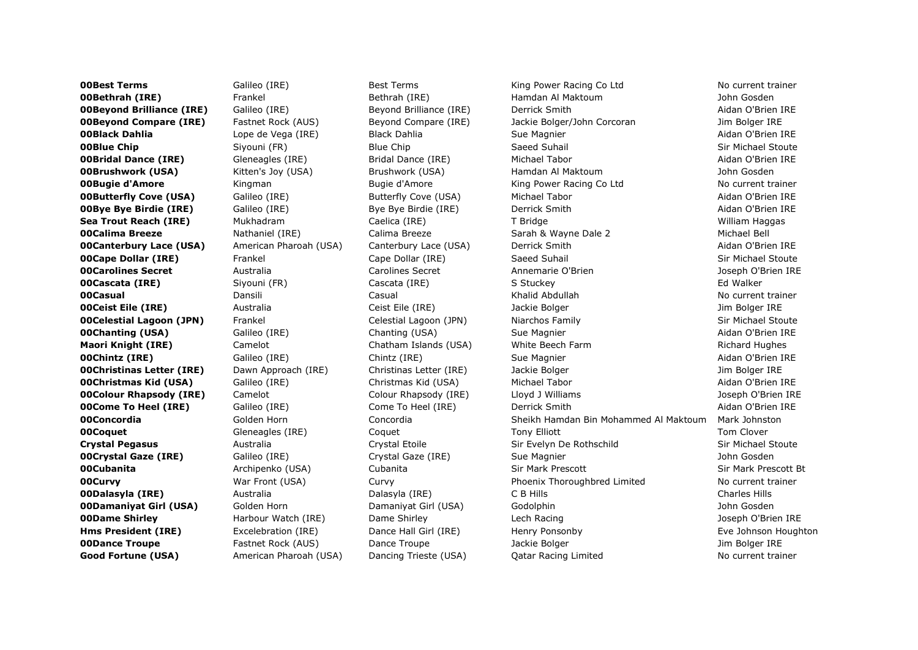| | | | | |
|---|---|---|---|---|
| **00Best Terms** | Galileo (IRE) | Best Terms | King Power Racing Co Ltd | No current trainer |
| **00Bethrah (IRE)** | Frankel | Bethrah (IRE) | Hamdan Al Maktoum | John Gosden |
| **00Beyond Brilliance (IRE)** | Galileo (IRE) | Beyond Brilliance (IRE) | Derrick Smith | Aidan O'Brien IRE |
| **00Beyond Compare (IRE)** | Fastnet Rock (AUS) | Beyond Compare (IRE) | Jackie Bolger/John Corcoran | Jim Bolger IRE |
| **00Black Dahlia** | Lope de Vega (IRE) | Black Dahlia | Sue Magnier | Aidan O'Brien IRE |
| **00Blue Chip** | Siyouni (FR) | Blue Chip | Saeed Suhail | Sir Michael Stoute |
| **00Bridal Dance (IRE)** | Gleneagles (IRE) | Bridal Dance (IRE) | Michael Tabor | Aidan O'Brien IRE |
| **00Brushwork (USA)** | Kitten's Joy (USA) | Brushwork (USA) | Hamdan Al Maktoum | John Gosden |
| **00Bugie d'Amore** | Kingman | Bugie d'Amore | King Power Racing Co Ltd | No current trainer |
| **00Butterfly Cove (USA)** | Galileo (IRE) | Butterfly Cove (USA) | Michael Tabor | Aidan O'Brien IRE |
| **00Bye Bye Birdie (IRE)** | Galileo (IRE) | Bye Bye Birdie (IRE) | Derrick Smith | Aidan O'Brien IRE |
| **Sea Trout Reach (IRE)** | Mukhadram | Caelica (IRE) | T Bridge | William Haggas |
| **00Calima Breeze** | Nathaniel (IRE) | Calima Breeze | Sarah & Wayne Dale 2 | Michael Bell |
| **00Canterbury Lace (USA)** | American Pharoah (USA) | Canterbury Lace (USA) | Derrick Smith | Aidan O'Brien IRE |
| **00Cape Dollar (IRE)** | Frankel | Cape Dollar (IRE) | Saeed Suhail | Sir Michael Stoute |
| **00Carolines Secret** | Australia | Carolines Secret | Annemarie O'Brien | Joseph O'Brien IRE |
| **00Cascata (IRE)** | Siyouni (FR) | Cascata (IRE) | S Stuckey | Ed Walker |
| **00Casual** | Dansili | Casual | Khalid Abdullah | No current trainer |
| **00Ceist Eile (IRE)** | Australia | Ceist Eile (IRE) | Jackie Bolger | Jim Bolger IRE |
| **00Celestial Lagoon (JPN)** | Frankel | Celestial Lagoon (JPN) | Niarchos Family | Sir Michael Stoute |
| **00Chanting (USA)** | Galileo (IRE) | Chanting (USA) | Sue Magnier | Aidan O'Brien IRE |
| **Maori Knight (IRE)** | Camelot | Chatham Islands (USA) | White Beech Farm | Richard Hughes |
| **00Chintz (IRE)** | Galileo (IRE) | Chintz (IRE) | Sue Magnier | Aidan O'Brien IRE |
| **00Christinas Letter (IRE)** | Dawn Approach (IRE) | Christinas Letter (IRE) | Jackie Bolger | Jim Bolger IRE |
| **00Christmas Kid (USA)** | Galileo (IRE) | Christmas Kid (USA) | Michael Tabor | Aidan O'Brien IRE |
| **00Colour Rhapsody (IRE)** | Camelot | Colour Rhapsody (IRE) | Lloyd J Williams | Joseph O'Brien IRE |
| **00Come To Heel (IRE)** | Galileo (IRE) | Come To Heel (IRE) | Derrick Smith | Aidan O'Brien IRE |
| **00Concordia** | Golden Horn | Concordia | Sheikh Hamdan Bin Mohammed Al Maktoum | Mark Johnston |
| **00Coquet** | Gleneagles (IRE) | Coquet | Tony Elliott | Tom Clover |
| **Crystal Pegasus** | Australia | Crystal Etoile | Sir Evelyn De Rothschild | Sir Michael Stoute |
| **00Crystal Gaze (IRE)** | Galileo (IRE) | Crystal Gaze (IRE) | Sue Magnier | John Gosden |
| **00Cubanita** | Archipenko (USA) | Cubanita | Sir Mark Prescott | Sir Mark Prescott Bt |
| **00Curvy** | War Front (USA) | Curvy | Phoenix Thoroughbred Limited | No current trainer |
| **00Dalasyla (IRE)** | Australia | Dalasyla (IRE) | C B Hills | Charles Hills |
| **00Damaniyat Girl (USA)** | Golden Horn | Damaniyat Girl (USA) | Godolphin | John Gosden |
| **00Dame Shirley** | Harbour Watch (IRE) | Dame Shirley | Lech Racing | Joseph O'Brien IRE |
| **Hms President (IRE)** | Excelebration (IRE) | Dance Hall Girl (IRE) | Henry Ponsonby | Eve Johnson Houghton |
| **00Dance Troupe** | Fastnet Rock (AUS) | Dance Troupe | Jackie Bolger | Jim Bolger IRE |
| **Good Fortune (USA)** | American Pharoah (USA) | Dancing Trieste (USA) | Qatar Racing Limited | No current trainer |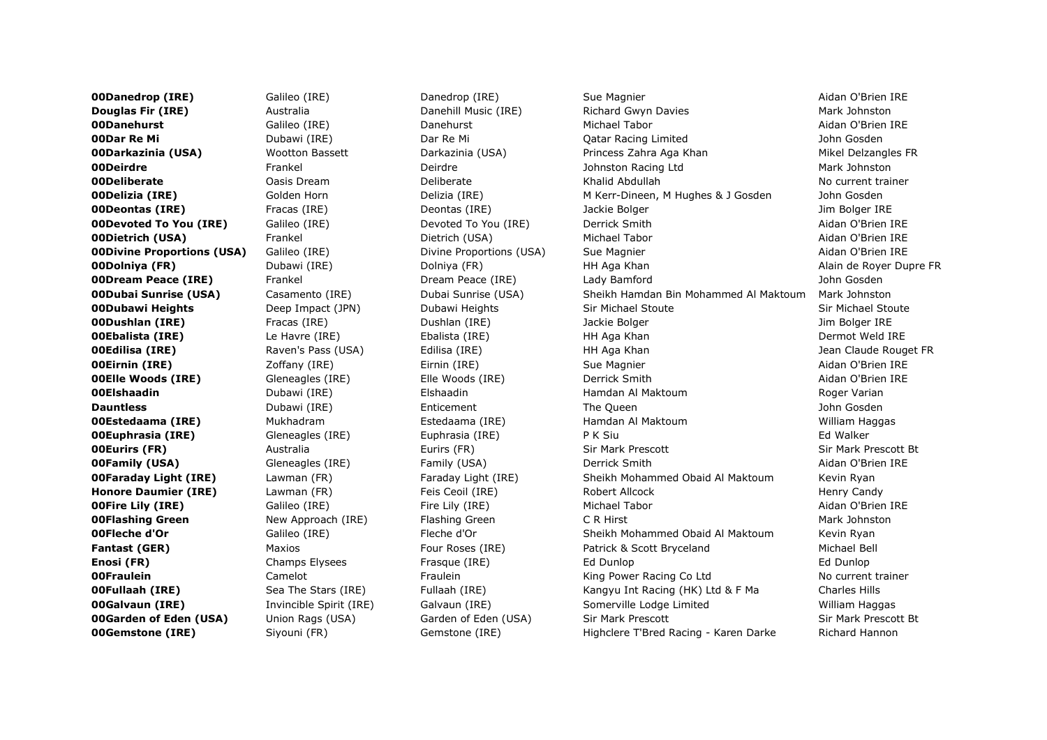| | | | | |
|---|---|---|---|---|
| **00Danedrop (IRE)** | Galileo (IRE) | Danedrop (IRE) | Sue Magnier | Aidan O'Brien IRE |
| **Douglas Fir (IRE)** | Australia | Danehill Music (IRE) | Richard Gwyn Davies | Mark Johnston |
| **00Danehurst** | Galileo (IRE) | Danehurst | Michael Tabor | Aidan O'Brien IRE |
| **00Dar Re Mi** | Dubawi (IRE) | Dar Re Mi | Qatar Racing Limited | John Gosden |
| **00Darkazinia (USA)** | Wootton Bassett | Darkazinia (USA) | Princess Zahra Aga Khan | Mikel Delzangles FR |
| **00Deirdre** | Frankel | Deirdre | Johnston Racing Ltd | Mark Johnston |
| **00Deliberate** | Oasis Dream | Deliberate | Khalid Abdullah | No current trainer |
| **00Delizia (IRE)** | Golden Horn | Delizia (IRE) | M Kerr-Dineen, M Hughes & J Gosden | John Gosden |
| **00Deontas (IRE)** | Fracas (IRE) | Deontas (IRE) | Jackie Bolger | Jim Bolger IRE |
| **00Devoted To You (IRE)** | Galileo (IRE) | Devoted To You (IRE) | Derrick Smith | Aidan O'Brien IRE |
| **00Dietrich (USA)** | Frankel | Dietrich (USA) | Michael Tabor | Aidan O'Brien IRE |
| **00Divine Proportions (USA)** | Galileo (IRE) | Divine Proportions (USA) | Sue Magnier | Aidan O'Brien IRE |
| **00Dolniya (FR)** | Dubawi (IRE) | Dolniya (FR) | HH Aga Khan | Alain de Royer Dupre FR |
| **00Dream Peace (IRE)** | Frankel | Dream Peace (IRE) | Lady Bamford | John Gosden |
| **00Dubai Sunrise (USA)** | Casamento (IRE) | Dubai Sunrise (USA) | Sheikh Hamdan Bin Mohammed Al Maktoum | Mark Johnston |
| **00Dubawi Heights** | Deep Impact (JPN) | Dubawi Heights | Sir Michael Stoute | Sir Michael Stoute |
| **00Dushlan (IRE)** | Fracas (IRE) | Dushlan (IRE) | Jackie Bolger | Jim Bolger IRE |
| **00Ebalista (IRE)** | Le Havre (IRE) | Ebalista (IRE) | HH Aga Khan | Dermot Weld IRE |
| **00Edilisa (IRE)** | Raven's Pass (USA) | Edilisa (IRE) | HH Aga Khan | Jean Claude Rouget FR |
| **00Eirnin (IRE)** | Zoffany (IRE) | Eirnin (IRE) | Sue Magnier | Aidan O'Brien IRE |
| **00Elle Woods (IRE)** | Gleneagles (IRE) | Elle Woods (IRE) | Derrick Smith | Aidan O'Brien IRE |
| **00Elshaadin** | Dubawi (IRE) | Elshaadin | Hamdan Al Maktoum | Roger Varian |
| **Dauntless** | Dubawi (IRE) | Enticement | The Queen | John Gosden |
| **00Estedaama (IRE)** | Mukhadram | Estedaama (IRE) | Hamdan Al Maktoum | William Haggas |
| **00Euphrasia (IRE)** | Gleneagles (IRE) | Euphrasia (IRE) | P K Siu | Ed Walker |
| **00Eurirs (FR)** | Australia | Eurirs (FR) | Sir Mark Prescott | Sir Mark Prescott Bt |
| **00Family (USA)** | Gleneagles (IRE) | Family (USA) | Derrick Smith | Aidan O'Brien IRE |
| **00Faraday Light (IRE)** | Lawman (FR) | Faraday Light (IRE) | Sheikh Mohammed Obaid Al Maktoum | Kevin Ryan |
| **Honore Daumier (IRE)** | Lawman (FR) | Feis Ceoil (IRE) | Robert Allcock | Henry Candy |
| **00Fire Lily (IRE)** | Galileo (IRE) | Fire Lily (IRE) | Michael Tabor | Aidan O'Brien IRE |
| **00Flashing Green** | New Approach (IRE) | Flashing Green | C R Hirst | Mark Johnston |
| **00Fleche d'Or** | Galileo (IRE) | Fleche d'Or | Sheikh Mohammed Obaid Al Maktoum | Kevin Ryan |
| **Fantast (GER)** | Maxios | Four Roses (IRE) | Patrick & Scott Bryceland | Michael Bell |
| **Enosi (FR)** | Champs Elysees | Frasque (IRE) | Ed Dunlop | Ed Dunlop |
| **00Fraulein** | Camelot | Fraulein | King Power Racing Co Ltd | No current trainer |
| **00Fullaah (IRE)** | Sea The Stars (IRE) | Fullaah (IRE) | Kangyu Int Racing (HK) Ltd & F Ma | Charles Hills |
| **00Galvaun (IRE)** | Invincible Spirit (IRE) | Galvaun (IRE) | Somerville Lodge Limited | William Haggas |
| **00Garden of Eden (USA)** | Union Rags (USA) | Garden of Eden (USA) | Sir Mark Prescott | Sir Mark Prescott Bt |
| **00Gemstone (IRE)** | Siyouni (FR) | Gemstone (IRE) | Highclere T'Bred Racing - Karen Darke | Richard Hannon |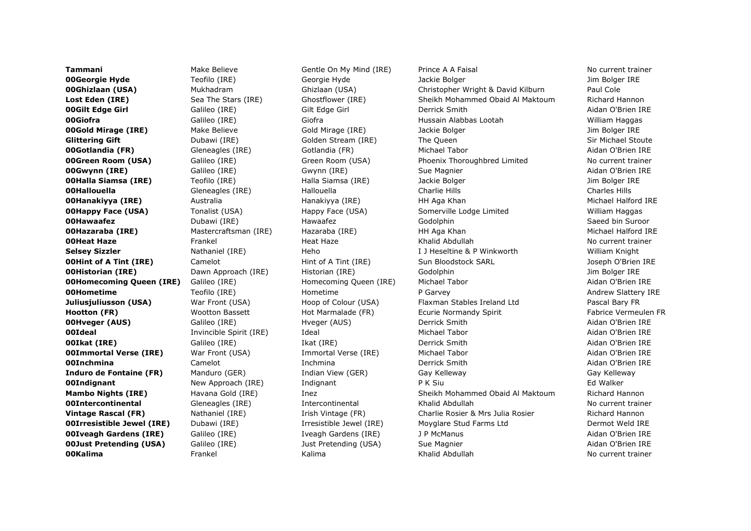| **Tammani** | Make Believe | Gentle On My Mind (IRE) | Prince A A Faisal | No current trainer |
|---|---|---|---|---|
| **00Georgie Hyde** | Teofilo (IRE) | Georgie Hyde | Jackie Bolger | Jim Bolger IRE |
| **00Ghizlaan (USA)** | Mukhadram | Ghizlaan (USA) | Christopher Wright & David Kilburn | Paul Cole |
| **Lost Eden (IRE)** | Sea The Stars (IRE) | Ghostflower (IRE) | Sheikh Mohammed Obaid Al Maktoum | Richard Hannon |
| **00Gilt Edge Girl** | Galileo (IRE) | Gilt Edge Girl | Derrick Smith | Aidan O'Brien IRE |
| **00Giofra** | Galileo (IRE) | Giofra | Hussain Alabbas Lootah | William Haggas |
| **00Gold Mirage (IRE)** | Make Believe | Gold Mirage (IRE) | Jackie Bolger | Jim Bolger IRE |
| **Glittering Gift** | Dubawi (IRE) | Golden Stream (IRE) | The Queen | Sir Michael Stoute |
| **00Gotlandia (FR)** | Gleneagles (IRE) | Gotlandia (FR) | Michael Tabor | Aidan O'Brien IRE |
| **00Green Room (USA)** | Galileo (IRE) | Green Room (USA) | Phoenix Thoroughbred Limited | No current trainer |
| **00Gwynn (IRE)** | Galileo (IRE) | Gwynn (IRE) | Sue Magnier | Aidan O'Brien IRE |
| **00Halla Siamsa (IRE)** | Teofilo (IRE) | Halla Siamsa (IRE) | Jackie Bolger | Jim Bolger IRE |
| **00Hallouella** | Gleneagles (IRE) | Hallouella | Charlie Hills | Charles Hills |
| **00Hanakiyya (IRE)** | Australia | Hanakiyya (IRE) | HH Aga Khan | Michael Halford IRE |
| **00Happy Face (USA)** | Tonalist (USA) | Happy Face (USA) | Somerville Lodge Limited | William Haggas |
| **00Hawaafez** | Dubawi (IRE) | Hawaafez | Godolphin | Saeed bin Suroor |
| **00Hazaraba (IRE)** | Mastercraftsman (IRE) | Hazaraba (IRE) | HH Aga Khan | Michael Halford IRE |
| **00Heat Haze** | Frankel | Heat Haze | Khalid Abdullah | No current trainer |
| **Selsey Sizzler** | Nathaniel (IRE) | Heho | I J Heseltine & P Winkworth | William Knight |
| **00Hint of A Tint (IRE)** | Camelot | Hint of A Tint (IRE) | Sun Bloodstock SARL | Joseph O'Brien IRE |
| **00Historian (IRE)** | Dawn Approach (IRE) | Historian (IRE) | Godolphin | Jim Bolger IRE |
| **00Homecoming Queen (IRE)** | Galileo (IRE) | Homecoming Queen (IRE) | Michael Tabor | Aidan O'Brien IRE |
| **00Hometime** | Teofilo (IRE) | Hometime | P Garvey | Andrew Slattery IRE |
| **Juliusjuliusson (USA)** | War Front (USA) | Hoop of Colour (USA) | Flaxman Stables Ireland Ltd | Pascal Bary FR |
| **Hootton (FR)** | Wootton Bassett | Hot Marmalade (FR) | Ecurie Normandy Spirit | Fabrice Vermeulen FR |
| **00Hveger (AUS)** | Galileo (IRE) | Hveger (AUS) | Derrick Smith | Aidan O'Brien IRE |
| **00Ideal** | Invincible Spirit (IRE) | Ideal | Michael Tabor | Aidan O'Brien IRE |
| **00Ikat (IRE)** | Galileo (IRE) | Ikat (IRE) | Derrick Smith | Aidan O'Brien IRE |
| **00Immortal Verse (IRE)** | War Front (USA) | Immortal Verse (IRE) | Michael Tabor | Aidan O'Brien IRE |
| **00Inchmina** | Camelot | Inchmina | Derrick Smith | Aidan O'Brien IRE |
| **Induro de Fontaine (FR)** | Manduro (GER) | Indian View (GER) | Gay Kelleway | Gay Kelleway |
| **00Indignant** | New Approach (IRE) | Indignant | P K Siu | Ed Walker |
| **Mambo Nights (IRE)** | Havana Gold (IRE) | Inez | Sheikh Mohammed Obaid Al Maktoum | Richard Hannon |
| **00Intercontinental** | Gleneagles (IRE) | Intercontinental | Khalid Abdullah | No current trainer |
| **Vintage Rascal (FR)** | Nathaniel (IRE) | Irish Vintage (FR) | Charlie Rosier & Mrs Julia Rosier | Richard Hannon |
| **00Irresistible Jewel (IRE)** | Dubawi (IRE) | Irresistible Jewel (IRE) | Moyglare Stud Farms Ltd | Dermot Weld IRE |
| **00Iveagh Gardens (IRE)** | Galileo (IRE) | Iveagh Gardens (IRE) | J P McManus | Aidan O'Brien IRE |
| **00Just Pretending (USA)** | Galileo (IRE) | Just Pretending (USA) | Sue Magnier | Aidan O'Brien IRE |
| **00Kalima** | Frankel | Kalima | Khalid Abdullah | No current trainer |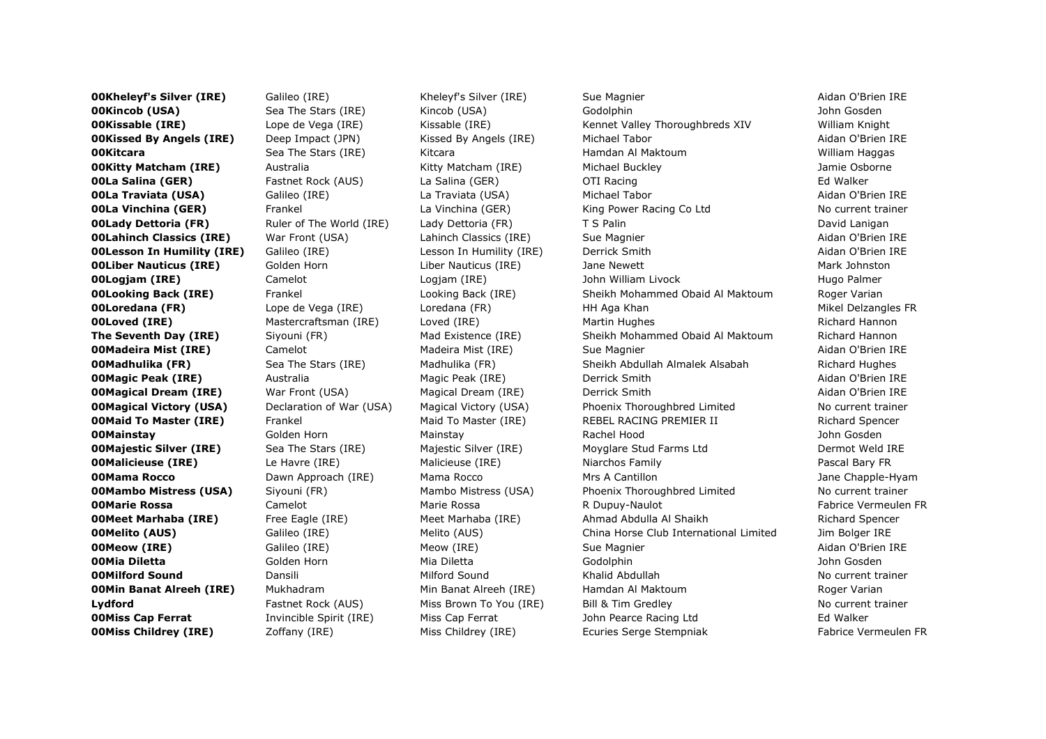| | | | | |
|---|---|---|---|---|
| **00Kheleyf's Silver (IRE)** | Galileo (IRE) | Kheleyf's Silver (IRE) | Sue Magnier | Aidan O'Brien IRE |
| **00Kincob (USA)** | Sea The Stars (IRE) | Kincob (USA) | Godolphin | John Gosden |
| **00Kissable (IRE)** | Lope de Vega (IRE) | Kissable (IRE) | Kennet Valley Thoroughbreds XIV | William Knight |
| **00Kissed By Angels (IRE)** | Deep Impact (JPN) | Kissed By Angels (IRE) | Michael Tabor | Aidan O'Brien IRE |
| **00Kitcara** | Sea The Stars (IRE) | Kitcara | Hamdan Al Maktoum | William Haggas |
| **00Kitty Matcham (IRE)** | Australia | Kitty Matcham (IRE) | Michael Buckley | Jamie Osborne |
| **00La Salina (GER)** | Fastnet Rock (AUS) | La Salina (GER) | OTI Racing | Ed Walker |
| **00La Traviata (USA)** | Galileo (IRE) | La Traviata (USA) | Michael Tabor | Aidan O'Brien IRE |
| **00La Vinchina (GER)** | Frankel | La Vinchina (GER) | King Power Racing Co Ltd | No current trainer |
| **00Lady Dettoria (FR)** | Ruler of The World (IRE) | Lady Dettoria (FR) | T S Palin | David Lanigan |
| **00Lahinch Classics (IRE)** | War Front (USA) | Lahinch Classics (IRE) | Sue Magnier | Aidan O'Brien IRE |
| **00Lesson In Humility (IRE)** | Galileo (IRE) | Lesson In Humility (IRE) | Derrick Smith | Aidan O'Brien IRE |
| **00Liber Nauticus (IRE)** | Golden Horn | Liber Nauticus (IRE) | Jane Newett | Mark Johnston |
| **00Logjam (IRE)** | Camelot | Logjam (IRE) | John William Livock | Hugo Palmer |
| **00Looking Back (IRE)** | Frankel | Looking Back (IRE) | Sheikh Mohammed Obaid Al Maktoum | Roger Varian |
| **00Loredana (FR)** | Lope de Vega (IRE) | Loredana (FR) | HH Aga Khan | Mikel Delzangles FR |
| **00Loved (IRE)** | Mastercraftsman (IRE) | Loved (IRE) | Martin Hughes | Richard Hannon |
| **The Seventh Day (IRE)** | Siyouni (FR) | Mad Existence (IRE) | Sheikh Mohammed Obaid Al Maktoum | Richard Hannon |
| **00Madeira Mist (IRE)** | Camelot | Madeira Mist (IRE) | Sue Magnier | Aidan O'Brien IRE |
| **00Madhulika (FR)** | Sea The Stars (IRE) | Madhulika (FR) | Sheikh Abdullah Almalek Alsabah | Richard Hughes |
| **00Magic Peak (IRE)** | Australia | Magic Peak (IRE) | Derrick Smith | Aidan O'Brien IRE |
| **00Magical Dream (IRE)** | War Front (USA) | Magical Dream (IRE) | Derrick Smith | Aidan O'Brien IRE |
| **00Magical Victory (USA)** | Declaration of War (USA) | Magical Victory (USA) | Phoenix Thoroughbred Limited | No current trainer |
| **00Maid To Master (IRE)** | Frankel | Maid To Master (IRE) | REBEL RACING PREMIER II | Richard Spencer |
| **00Mainstay** | Golden Horn | Mainstay | Rachel Hood | John Gosden |
| **00Majestic Silver (IRE)** | Sea The Stars (IRE) | Majestic Silver (IRE) | Moyglare Stud Farms Ltd | Dermot Weld IRE |
| **00Malicieuse (IRE)** | Le Havre (IRE) | Malicieuse (IRE) | Niarchos Family | Pascal Bary FR |
| **00Mama Rocco** | Dawn Approach (IRE) | Mama Rocco | Mrs A Cantillon | Jane Chapple-Hyam |
| **00Mambo Mistress (USA)** | Siyouni (FR) | Mambo Mistress (USA) | Phoenix Thoroughbred Limited | No current trainer |
| **00Marie Rossa** | Camelot | Marie Rossa | R Dupuy-Naulot | Fabrice Vermeulen FR |
| **00Meet Marhaba (IRE)** | Free Eagle (IRE) | Meet Marhaba (IRE) | Ahmad Abdulla Al Shaikh | Richard Spencer |
| **00Melito (AUS)** | Galileo (IRE) | Melito (AUS) | China Horse Club International Limited | Jim Bolger IRE |
| **00Meow (IRE)** | Galileo (IRE) | Meow (IRE) | Sue Magnier | Aidan O'Brien IRE |
| **00Mia Diletta** | Golden Horn | Mia Diletta | Godolphin | John Gosden |
| **00Milford Sound** | Dansili | Milford Sound | Khalid Abdullah | No current trainer |
| **00Min Banat Alreeh (IRE)** | Mukhadram | Min Banat Alreeh (IRE) | Hamdan Al Maktoum | Roger Varian |
| **Lydford** | Fastnet Rock (AUS) | Miss Brown To You (IRE) | Bill & Tim Gredley | No current trainer |
| **00Miss Cap Ferrat** | Invincible Spirit (IRE) | Miss Cap Ferrat | John Pearce Racing Ltd | Ed Walker |
| **00Miss Childrey (IRE)** | Zoffany (IRE) | Miss Childrey (IRE) | Ecuries Serge Stempniak | Fabrice Vermeulen FR |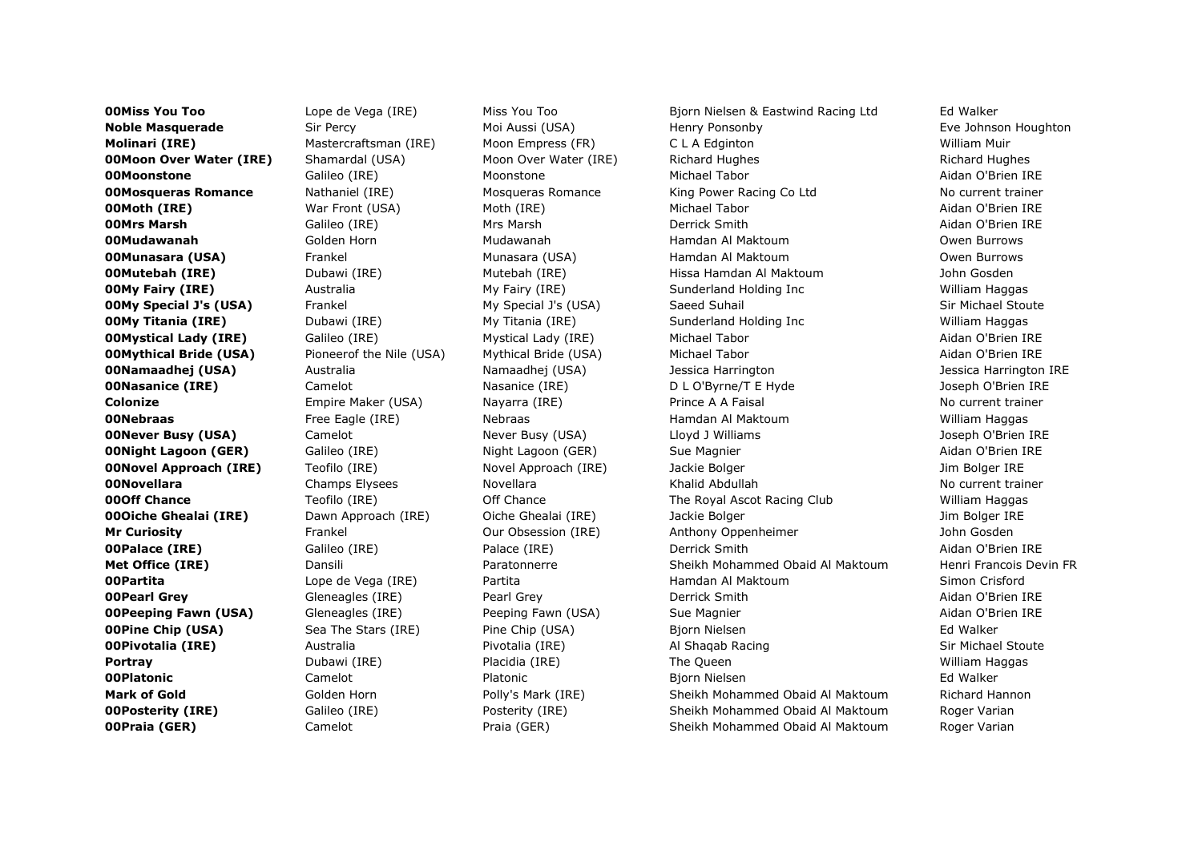| **00Miss You Too** | Lope de Vega (IRE) | Miss You Too | Bjorn Nielsen & Eastwind Racing Ltd | Ed Walker |
|---|---|---|---|---|
| **Noble Masquerade** | Sir Percy | Moi Aussi (USA) | Henry Ponsonby | Eve Johnson Houghton |
| **Molinari (IRE)** | Mastercraftsman (IRE) | Moon Empress (FR) | C L A Edginton | William Muir |
| **00Moon Over Water (IRE)** | Shamardal (USA) | Moon Over Water (IRE) | Richard Hughes | Richard Hughes |
| **00Moonstone** | Galileo (IRE) | Moonstone | Michael Tabor | Aidan O'Brien IRE |
| **00Mosqueras Romance** | Nathaniel (IRE) | Mosqueras Romance | King Power Racing Co Ltd | No current trainer |
| **00Moth (IRE)** | War Front (USA) | Moth (IRE) | Michael Tabor | Aidan O'Brien IRE |
| **00Mrs Marsh** | Galileo (IRE) | Mrs Marsh | Derrick Smith | Aidan O'Brien IRE |
| **00Mudawanah** | Golden Horn | Mudawanah | Hamdan Al Maktoum | Owen Burrows |
| **00Munasara (USA)** | Frankel | Munasara (USA) | Hamdan Al Maktoum | Owen Burrows |
| **00Mutebah (IRE)** | Dubawi (IRE) | Mutebah (IRE) | Hissa Hamdan Al Maktoum | John Gosden |
| **00My Fairy (IRE)** | Australia | My Fairy (IRE) | Sunderland Holding Inc | William Haggas |
| **00My Special J's (USA)** | Frankel | My Special J's (USA) | Saeed Suhail | Sir Michael Stoute |
| **00My Titania (IRE)** | Dubawi (IRE) | My Titania (IRE) | Sunderland Holding Inc | William Haggas |
| **00Mystical Lady (IRE)** | Galileo (IRE) | Mystical Lady (IRE) | Michael Tabor | Aidan O'Brien IRE |
| **00Mythical Bride (USA)** | Pioneerof the Nile (USA) | Mythical Bride (USA) | Michael Tabor | Aidan O'Brien IRE |
| **00Namaadhej (USA)** | Australia | Namaadhej (USA) | Jessica Harrington | Jessica Harrington IRE |
| **00Nasanice (IRE)** | Camelot | Nasanice (IRE) | D L O'Byrne/T E Hyde | Joseph O'Brien IRE |
| **Colonize** | Empire Maker (USA) | Nayarra (IRE) | Prince A A Faisal | No current trainer |
| **00Nebraas** | Free Eagle (IRE) | Nebraas | Hamdan Al Maktoum | William Haggas |
| **00Never Busy (USA)** | Camelot | Never Busy (USA) | Lloyd J Williams | Joseph O'Brien IRE |
| **00Night Lagoon (GER)** | Galileo (IRE) | Night Lagoon (GER) | Sue Magnier | Aidan O'Brien IRE |
| **00Novel Approach (IRE)** | Teofilo (IRE) | Novel Approach (IRE) | Jackie Bolger | Jim Bolger IRE |
| **00Novellara** | Champs Elysees | Novellara | Khalid Abdullah | No current trainer |
| **00Off Chance** | Teofilo (IRE) | Off Chance | The Royal Ascot Racing Club | William Haggas |
| **00Oiche Ghealai (IRE)** | Dawn Approach (IRE) | Oiche Ghealai (IRE) | Jackie Bolger | Jim Bolger IRE |
| **Mr Curiosity** | Frankel | Our Obsession (IRE) | Anthony Oppenheimer | John Gosden |
| **00Palace (IRE)** | Galileo (IRE) | Palace (IRE) | Derrick Smith | Aidan O'Brien IRE |
| **Met Office (IRE)** | Dansili | Paratonnerre | Sheikh Mohammed Obaid Al Maktoum | Henri Francois Devin FR |
| **00Partita** | Lope de Vega (IRE) | Partita | Hamdan Al Maktoum | Simon Crisford |
| **00Pearl Grey** | Gleneagles (IRE) | Pearl Grey | Derrick Smith | Aidan O'Brien IRE |
| **00Peeping Fawn (USA)** | Gleneagles (IRE) | Peeping Fawn (USA) | Sue Magnier | Aidan O'Brien IRE |
| **00Pine Chip (USA)** | Sea The Stars (IRE) | Pine Chip (USA) | Bjorn Nielsen | Ed Walker |
| **00Pivotalia (IRE)** | Australia | Pivotalia (IRE) | Al Shaqab Racing | Sir Michael Stoute |
| **Portray** | Dubawi (IRE) | Placidia (IRE) | The Queen | William Haggas |
| **00Platonic** | Camelot | Platonic | Bjorn Nielsen | Ed Walker |
| **Mark of Gold** | Golden Horn | Polly's Mark (IRE) | Sheikh Mohammed Obaid Al Maktoum | Richard Hannon |
| **00Posterity (IRE)** | Galileo (IRE) | Posterity (IRE) | Sheikh Mohammed Obaid Al Maktoum | Roger Varian |
| **00Praia (GER)** | Camelot | Praia (GER) | Sheikh Mohammed Obaid Al Maktoum | Roger Varian |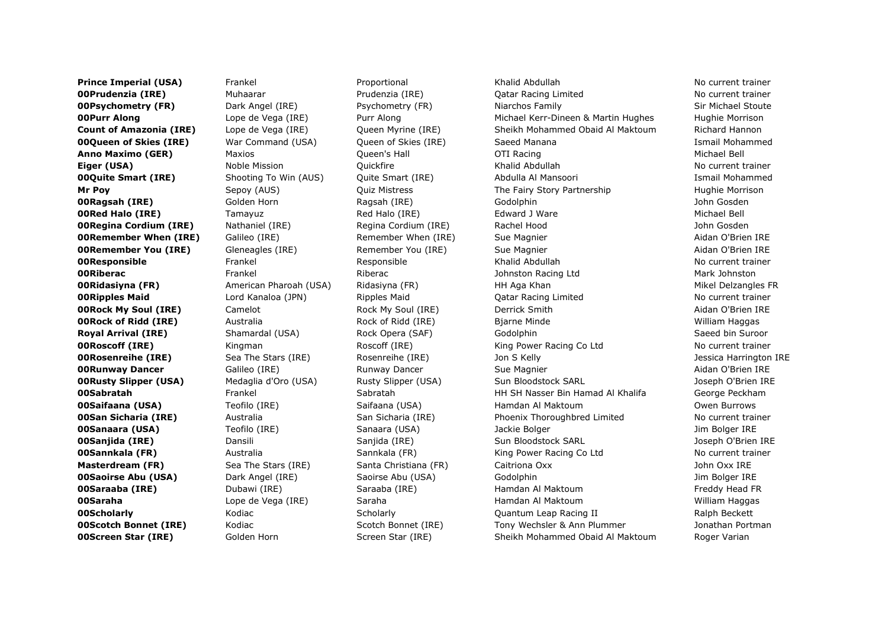| | | | | |
|---|---|---|---|---|
| **Prince Imperial (USA)** | Frankel | Proportional | Khalid Abdullah | No current trainer |
| **00Prudenzia (IRE)** | Muhaarar | Prudenzia (IRE) | Qatar Racing Limited | No current trainer |
| **00Psychometry (FR)** | Dark Angel (IRE) | Psychometry (FR) | Niarchos Family | Sir Michael Stoute |
| **00Purr Along** | Lope de Vega (IRE) | Purr Along | Michael Kerr-Dineen & Martin Hughes | Hughie Morrison |
| **Count of Amazonia (IRE)** | Lope de Vega (IRE) | Queen Myrine (IRE) | Sheikh Mohammed Obaid Al Maktoum | Richard Hannon |
| **00Queen of Skies (IRE)** | War Command (USA) | Queen of Skies (IRE) | Saeed Manana | Ismail Mohammed |
| **Anno Maximo (GER)** | Maxios | Queen's Hall | OTI Racing | Michael Bell |
| **Eiger (USA)** | Noble Mission | Quickfire | Khalid Abdullah | No current trainer |
| **00Quite Smart (IRE)** | Shooting To Win (AUS) | Quite Smart (IRE) | Abdulla Al Mansoori | Ismail Mohammed |
| **Mr Poy** | Sepoy (AUS) | Quiz Mistress | The Fairy Story Partnership | Hughie Morrison |
| **00Ragsah (IRE)** | Golden Horn | Ragsah (IRE) | Godolphin | John Gosden |
| **00Red Halo (IRE)** | Tamayuz | Red Halo (IRE) | Edward J Ware | Michael Bell |
| **00Regina Cordium (IRE)** | Nathaniel (IRE) | Regina Cordium (IRE) | Rachel Hood | John Gosden |
| **00Remember When (IRE)** | Galileo (IRE) | Remember When (IRE) | Sue Magnier | Aidan O'Brien IRE |
| **00Remember You (IRE)** | Gleneagles (IRE) | Remember You (IRE) | Sue Magnier | Aidan O'Brien IRE |
| **00Responsible** | Frankel | Responsible | Khalid Abdullah | No current trainer |
| **00Riberac** | Frankel | Riberac | Johnston Racing Ltd | Mark Johnston |
| **00Ridasiyna (FR)** | American Pharoah (USA) | Ridasiyna (FR) | HH Aga Khan | Mikel Delzangles FR |
| **00Ripples Maid** | Lord Kanaloa (JPN) | Ripples Maid | Qatar Racing Limited | No current trainer |
| **00Rock My Soul (IRE)** | Camelot | Rock My Soul (IRE) | Derrick Smith | Aidan O'Brien IRE |
| **00Rock of Ridd (IRE)** | Australia | Rock of Ridd (IRE) | Bjarne Minde | William Haggas |
| **Royal Arrival (IRE)** | Shamardal (USA) | Rock Opera (SAF) | Godolphin | Saeed bin Suroor |
| **00Roscoff (IRE)** | Kingman | Roscoff (IRE) | King Power Racing Co Ltd | No current trainer |
| **00Rosenreihe (IRE)** | Sea The Stars (IRE) | Rosenreihe (IRE) | Jon S Kelly | Jessica Harrington IRE |
| **00Runway Dancer** | Galileo (IRE) | Runway Dancer | Sue Magnier | Aidan O'Brien IRE |
| **00Rusty Slipper (USA)** | Medaglia d'Oro (USA) | Rusty Slipper (USA) | Sun Bloodstock SARL | Joseph O'Brien IRE |
| **00Sabratah** | Frankel | Sabratah | HH SH Nasser Bin Hamad Al Khalifa | George Peckham |
| **00Saifaana (USA)** | Teofilo (IRE) | Saifaana (USA) | Hamdan Al Maktoum | Owen Burrows |
| **00San Sicharia (IRE)** | Australia | San Sicharia (IRE) | Phoenix Thoroughbred Limited | No current trainer |
| **00Sanaara (USA)** | Teofilo (IRE) | Sanaara (USA) | Jackie Bolger | Jim Bolger IRE |
| **00Sanjida (IRE)** | Dansili | Sanjida (IRE) | Sun Bloodstock SARL | Joseph O'Brien IRE |
| **00Sannkala (FR)** | Australia | Sannkala (FR) | King Power Racing Co Ltd | No current trainer |
| **Masterdream (FR)** | Sea The Stars (IRE) | Santa Christiana (FR) | Caitriona Oxx | John Oxx IRE |
| **00Saoirse Abu (USA)** | Dark Angel (IRE) | Saoirse Abu (USA) | Godolphin | Jim Bolger IRE |
| **00Saraaba (IRE)** | Dubawi (IRE) | Saraaba (IRE) | Hamdan Al Maktoum | Freddy Head FR |
| **00Saraha** | Lope de Vega (IRE) | Saraha | Hamdan Al Maktoum | William Haggas |
| **00Scholarly** | Kodiac | Scholarly | Quantum Leap Racing II | Ralph Beckett |
| **00Scotch Bonnet (IRE)** | Kodiac | Scotch Bonnet (IRE) | Tony Wechsler & Ann Plummer | Jonathan Portman |
| **00Screen Star (IRE)** | Golden Horn | Screen Star (IRE) | Sheikh Mohammed Obaid Al Maktoum | Roger Varian |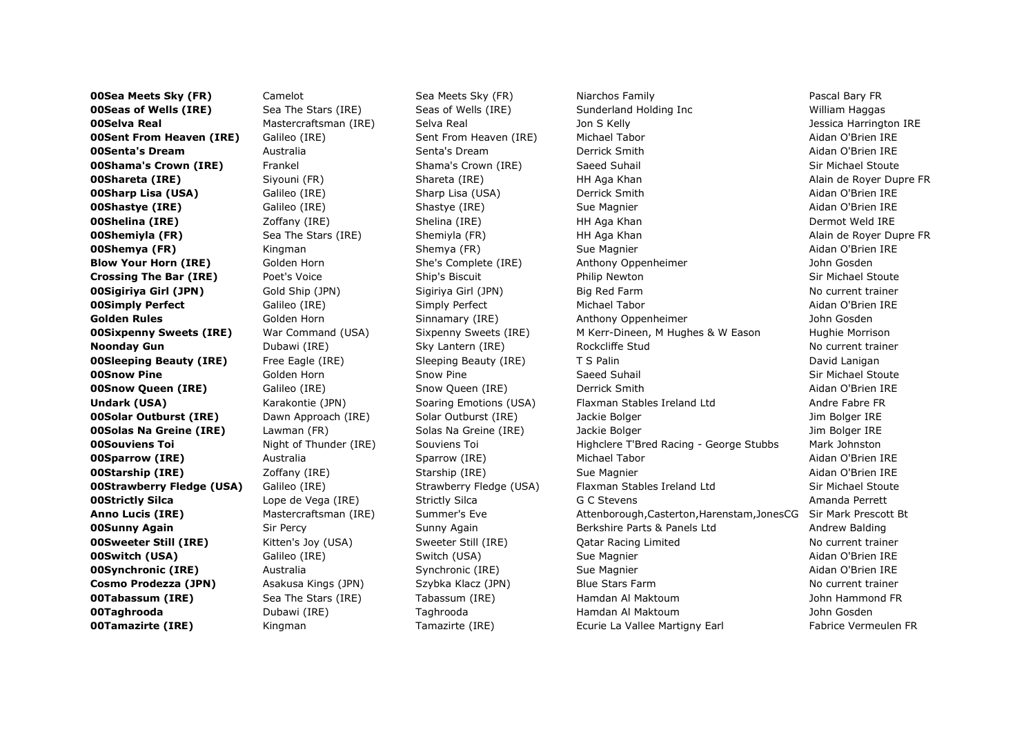| **00Sea Meets Sky (FR)** | Camelot | Sea Meets Sky (FR) | Niarchos Family | Pascal Bary FR |
|---|---|---|---|---|
| **00Seas of Wells (IRE)** | Sea The Stars (IRE) | Seas of Wells (IRE) | Sunderland Holding Inc | William Haggas |
| **00Selva Real** | Mastercraftsman (IRE) | Selva Real | Jon S Kelly | Jessica Harrington IRE |
| **00Sent From Heaven (IRE)** | Galileo (IRE) | Sent From Heaven (IRE) | Michael Tabor | Aidan O'Brien IRE |
| **00Senta's Dream** | Australia | Senta's Dream | Derrick Smith | Aidan O'Brien IRE |
| **00Shama's Crown (IRE)** | Frankel | Shama's Crown (IRE) | Saeed Suhail | Sir Michael Stoute |
| **00Shareta (IRE)** | Siyouni (FR) | Shareta (IRE) | HH Aga Khan | Alain de Royer Dupre FR |
| **00Sharp Lisa (USA)** | Galileo (IRE) | Sharp Lisa (USA) | Derrick Smith | Aidan O'Brien IRE |
| **00Shastye (IRE)** | Galileo (IRE) | Shastye (IRE) | Sue Magnier | Aidan O'Brien IRE |
| **00Shelina (IRE)** | Zoffany (IRE) | Shelina (IRE) | HH Aga Khan | Dermot Weld IRE |
| **00Shemiyla (FR)** | Sea The Stars (IRE) | Shemiyla (FR) | HH Aga Khan | Alain de Royer Dupre FR |
| **00Shemya (FR)** | Kingman | Shemya (FR) | Sue Magnier | Aidan O'Brien IRE |
| **Blow Your Horn (IRE)** | Golden Horn | She's Complete (IRE) | Anthony Oppenheimer | John Gosden |
| **Crossing The Bar (IRE)** | Poet's Voice | Ship's Biscuit | Philip Newton | Sir Michael Stoute |
| **00Sigiriya Girl (JPN)** | Gold Ship (JPN) | Sigiriya Girl (JPN) | Big Red Farm | No current trainer |
| **00Simply Perfect** | Galileo (IRE) | Simply Perfect | Michael Tabor | Aidan O'Brien IRE |
| **Golden Rules** | Golden Horn | Sinnamary (IRE) | Anthony Oppenheimer | John Gosden |
| **00Sixpenny Sweets (IRE)** | War Command (USA) | Sixpenny Sweets (IRE) | M Kerr-Dineen, M Hughes & W Eason | Hughie Morrison |
| **Noonday Gun** | Dubawi (IRE) | Sky Lantern (IRE) | Rockcliffe Stud | No current trainer |
| **00Sleeping Beauty (IRE)** | Free Eagle (IRE) | Sleeping Beauty (IRE) | T S Palin | David Lanigan |
| **00Snow Pine** | Golden Horn | Snow Pine | Saeed Suhail | Sir Michael Stoute |
| **00Snow Queen (IRE)** | Galileo (IRE) | Snow Queen (IRE) | Derrick Smith | Aidan O'Brien IRE |
| **Undark (USA)** | Karakontie (JPN) | Soaring Emotions (USA) | Flaxman Stables Ireland Ltd | Andre Fabre FR |
| **00Solar Outburst (IRE)** | Dawn Approach (IRE) | Solar Outburst (IRE) | Jackie Bolger | Jim Bolger IRE |
| **00Solas Na Greine (IRE)** | Lawman (FR) | Solas Na Greine (IRE) | Jackie Bolger | Jim Bolger IRE |
| **00Souviens Toi** | Night of Thunder (IRE) | Souviens Toi | Highclere T'Bred Racing - George Stubbs | Mark Johnston |
| **00Sparrow (IRE)** | Australia | Sparrow (IRE) | Michael Tabor | Aidan O'Brien IRE |
| **00Starship (IRE)** | Zoffany (IRE) | Starship (IRE) | Sue Magnier | Aidan O'Brien IRE |
| **00Strawberry Fledge (USA)** | Galileo (IRE) | Strawberry Fledge (USA) | Flaxman Stables Ireland Ltd | Sir Michael Stoute |
| **00Strictly Silca** | Lope de Vega (IRE) | Strictly Silca | G C Stevens | Amanda Perrett |
| **Anno Lucis (IRE)** | Mastercraftsman (IRE) | Summer's Eve | Attenborough,Casterton,Harenstam,JonesCG | Sir Mark Prescott Bt |
| **00Sunny Again** | Sir Percy | Sunny Again | Berkshire Parts & Panels Ltd | Andrew Balding |
| **00Sweeter Still (IRE)** | Kitten's Joy (USA) | Sweeter Still (IRE) | Qatar Racing Limited | No current trainer |
| **00Switch (USA)** | Galileo (IRE) | Switch (USA) | Sue Magnier | Aidan O'Brien IRE |
| **00Synchronic (IRE)** | Australia | Synchronic (IRE) | Sue Magnier | Aidan O'Brien IRE |
| **Cosmo Prodezza (JPN)** | Asakusa Kings (JPN) | Szybka Klacz (JPN) | Blue Stars Farm | No current trainer |
| **00Tabassum (IRE)** | Sea The Stars (IRE) | Tabassum (IRE) | Hamdan Al Maktoum | John Hammond FR |
| **00Taghrooda** | Dubawi (IRE) | Taghrooda | Hamdan Al Maktoum | John Gosden |
| **00Tamazirte (IRE)** | Kingman | Tamazirte (IRE) | Ecurie La Vallee Martigny Earl | Fabrice Vermeulen FR |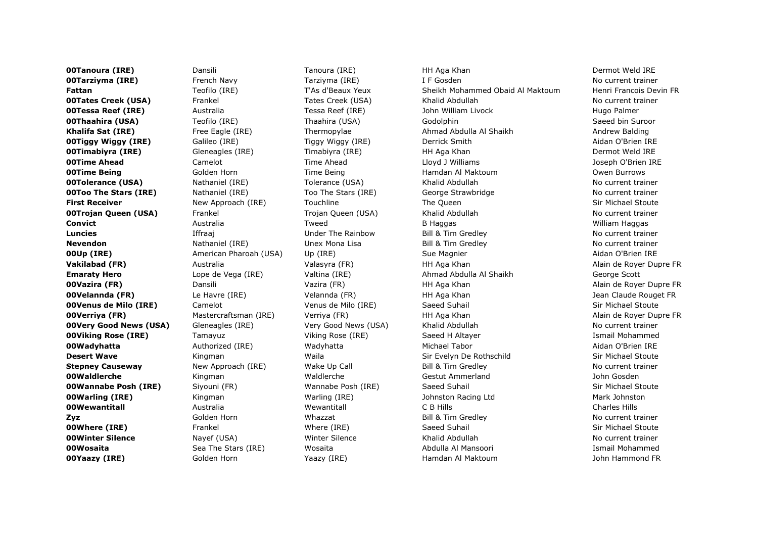| | | | | |
|---|---|---|---|---|
| **00Tanoura (IRE)** | Dansili | Tanoura (IRE) | HH Aga Khan | Dermot Weld IRE |
| **00Tarziyma (IRE)** | French Navy | Tarziyma (IRE) | I F Gosden | No current trainer |
| **Fattan** | Teofilo (IRE) | T'As d'Beaux Yeux | Sheikh Mohammed Obaid Al Maktoum | Henri Francois Devin FR |
| **00Tates Creek (USA)** | Frankel | Tates Creek (USA) | Khalid Abdullah | No current trainer |
| **00Tessa Reef (IRE)** | Australia | Tessa Reef (IRE) | John William Livock | Hugo Palmer |
| **00Thaahira (USA)** | Teofilo (IRE) | Thaahira (USA) | Godolphin | Saeed bin Suroor |
| **Khalifa Sat (IRE)** | Free Eagle (IRE) | Thermopylae | Ahmad Abdulla Al Shaikh | Andrew Balding |
| **00Tiggy Wiggy (IRE)** | Galileo (IRE) | Tiggy Wiggy (IRE) | Derrick Smith | Aidan O'Brien IRE |
| **00Timabiyra (IRE)** | Gleneagles (IRE) | Timabiyra (IRE) | HH Aga Khan | Dermot Weld IRE |
| **00Time Ahead** | Camelot | Time Ahead | Lloyd J Williams | Joseph O'Brien IRE |
| **00Time Being** | Golden Horn | Time Being | Hamdan Al Maktoum | Owen Burrows |
| **00Tolerance (USA)** | Nathaniel (IRE) | Tolerance (USA) | Khalid Abdullah | No current trainer |
| **00Too The Stars (IRE)** | Nathaniel (IRE) | Too The Stars (IRE) | George Strawbridge | No current trainer |
| **First Receiver** | New Approach (IRE) | Touchline | The Queen | Sir Michael Stoute |
| **00Trojan Queen (USA)** | Frankel | Trojan Queen (USA) | Khalid Abdullah | No current trainer |
| **Convict** | Australia | Tweed | B Haggas | William Haggas |
| **Luncies** | Iffraaj | Under The Rainbow | Bill & Tim Gredley | No current trainer |
| **Nevendon** | Nathaniel (IRE) | Unex Mona Lisa | Bill & Tim Gredley | No current trainer |
| **00Up (IRE)** | American Pharoah (USA) | Up (IRE) | Sue Magnier | Aidan O'Brien IRE |
| **Vakilabad (FR)** | Australia | Valasyra (FR) | HH Aga Khan | Alain de Royer Dupre FR |
| **Emaraty Hero** | Lope de Vega (IRE) | Valtina (IRE) | Ahmad Abdulla Al Shaikh | George Scott |
| **00Vazira (FR)** | Dansili | Vazira (FR) | HH Aga Khan | Alain de Royer Dupre FR |
| **00Velannda (FR)** | Le Havre (IRE) | Velannda (FR) | HH Aga Khan | Jean Claude Rouget FR |
| **00Venus de Milo (IRE)** | Camelot | Venus de Milo (IRE) | Saeed Suhail | Sir Michael Stoute |
| **00Verriya (FR)** | Mastercraftsman (IRE) | Verriya (FR) | HH Aga Khan | Alain de Royer Dupre FR |
| **00Very Good News (USA)** | Gleneagles (IRE) | Very Good News (USA) | Khalid Abdullah | No current trainer |
| **00Viking Rose (IRE)** | Tamayuz | Viking Rose (IRE) | Saeed H Altayer | Ismail Mohammed |
| **00Wadyhatta** | Authorized (IRE) | Wadyhatta | Michael Tabor | Aidan O'Brien IRE |
| **Desert Wave** | Kingman | Waila | Sir Evelyn De Rothschild | Sir Michael Stoute |
| **Stepney Causeway** | New Approach (IRE) | Wake Up Call | Bill & Tim Gredley | No current trainer |
| **00Waldlerche** | Kingman | Waldlerche | Gestut Ammerland | John Gosden |
| **00Wannabe Posh (IRE)** | Siyouni (FR) | Wannabe Posh (IRE) | Saeed Suhail | Sir Michael Stoute |
| **00Warling (IRE)** | Kingman | Warling (IRE) | Johnston Racing Ltd | Mark Johnston |
| **00Wewantitall** | Australia | Wewantitall | C B Hills | Charles Hills |
| **Zyz** | Golden Horn | Whazzat | Bill & Tim Gredley | No current trainer |
| **00Where (IRE)** | Frankel | Where (IRE) | Saeed Suhail | Sir Michael Stoute |
| **00Winter Silence** | Nayef (USA) | Winter Silence | Khalid Abdullah | No current trainer |
| **00Wosaita** | Sea The Stars (IRE) | Wosaita | Abdulla Al Mansoori | Ismail Mohammed |
| **00Yaazy (IRE)** | Golden Horn | Yaazy (IRE) | Hamdan Al Maktoum | John Hammond FR |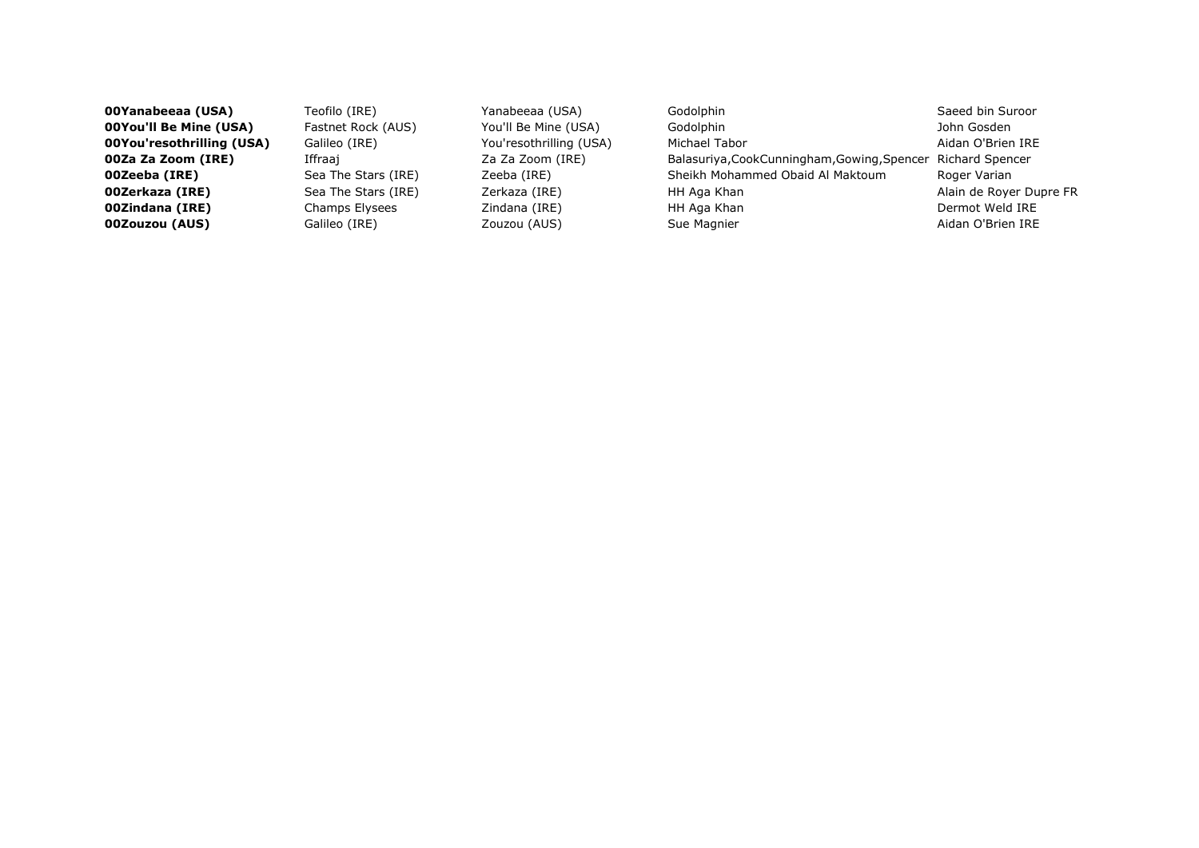| **00Yanabeeaa (USA)** | Teofilo (IRE) | Yanabeeaa (USA) | Godolphin | Saeed bin Suroor |
|---|---|---|---|---|
| **00You'll Be Mine (USA)** | Fastnet Rock (AUS) | You'll Be Mine (USA) | Godolphin | John Gosden |
| **00You'resothrilling (USA)** | Galileo (IRE) | You'resothrilling (USA) | Michael Tabor | Aidan O'Brien IRE |
| **00Za Za Zoom (IRE)** | Iffraaj | Za Za Zoom (IRE) | Balasuriya,CookCunningham,Gowing,Spencer | Richard Spencer |
| **00Zeeba (IRE)** | Sea The Stars (IRE) | Zeeba (IRE) | Sheikh Mohammed Obaid Al Maktoum | Roger Varian |
| **00Zerkaza (IRE)** | Sea The Stars (IRE) | Zerkaza (IRE) | HH Aga Khan | Alain de Royer Dupre FR |
| **00Zindana (IRE)** | Champs Elysees | Zindana (IRE) | HH Aga Khan | Dermot Weld IRE |
| **00Zouzou (AUS)** | Galileo (IRE) | Zouzou (AUS) | Sue Magnier | Aidan O'Brien IRE |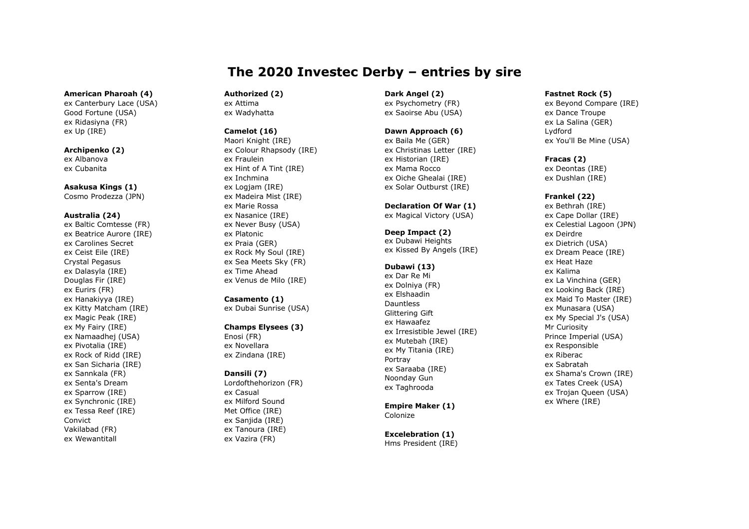# The 2020 Investec Derby – entries by sire

**American Pharoah (4)**
ex Canterbury Lace (USA)
Good Fortune (USA)
ex Ridasiyna (FR)
ex Up (IRE)

**Archipenko (2)**
ex Albanova
ex Cubanita

**Asakusa Kings (1)**
Cosmo Prodezza (JPN)

**Australia (24)**
ex Baltic Comtesse (FR)
ex Beatrice Aurore (IRE)
ex Carolines Secret
ex Ceist Eile (IRE)
Crystal Pegasus
ex Dalasyla (IRE)
Douglas Fir (IRE)
ex Eurirs (FR)
ex Hanakiyya (IRE)
ex Kitty Matcham (IRE)
ex Magic Peak (IRE)
ex My Fairy (IRE)
ex Namaadhej (USA)
ex Pivotalia (IRE)
ex Rock of Ridd (IRE)
ex San Sicharia (IRE)
ex Sannkala (FR)
ex Senta's Dream
ex Sparrow (IRE)
ex Synchronic (IRE)
ex Tessa Reef (IRE)
Convict
Vakilabad (FR)
ex Wewantitall

**Authorized (2)**
ex Attima
ex Wadyhatta

**Camelot (16)**
Maori Knight (IRE)
ex Colour Rhapsody (IRE)
ex Fraulein
ex Hint of A Tint (IRE)
ex Inchmina
ex Logjam (IRE)
ex Madeira Mist (IRE)
ex Marie Rossa
ex Nasanice (IRE)
ex Never Busy (USA)
ex Platonic
ex Praia (GER)
ex Rock My Soul (IRE)
ex Sea Meets Sky (FR)
ex Time Ahead
ex Venus de Milo (IRE)

**Casamento (1)**
ex Dubai Sunrise (USA)

**Champs Elysees (3)**
Enosi (FR)
ex Novellara
ex Zindana (IRE)

**Dansili (7)**
Lordofthehorizon (FR)
ex Casual
ex Milford Sound
Met Office (IRE)
ex Sanjida (IRE)
ex Tanoura (IRE)
ex Vazira (FR)

**Dark Angel (2)**
ex Psychometry (FR)
ex Saoirse Abu (USA)

**Dawn Approach (6)**
ex Baila Me (GER)
ex Christinas Letter (IRE)
ex Historian (IRE)
ex Mama Rocco
ex Oiche Ghealai (IRE)
ex Solar Outburst (IRE)

**Declaration Of War (1)**
ex Magical Victory (USA)

**Deep Impact (2)**
ex Dubawi Heights
ex Kissed By Angels (IRE)

**Dubawi (13)**
ex Dar Re Mi
ex Dolniya (FR)
ex Elshaadin
Dauntless
Glittering Gift
ex Hawaafez
ex Irresistible Jewel (IRE)
ex Mutebah (IRE)
ex My Titania (IRE)
Portray
ex Saraaba (IRE)
Noonday Gun
ex Taghrooda

**Empire Maker (1)**
Colonize

**Excelebration (1)**
Hms President (IRE)

**Fastnet Rock (5)**
ex Beyond Compare (IRE)
ex Dance Troupe
ex La Salina (GER)
Lydford
ex You'll Be Mine (USA)

**Fracas (2)**
ex Deontas (IRE)
ex Dushlan (IRE)

**Frankel (22)**
ex Bethrah (IRE)
ex Cape Dollar (IRE)
ex Celestial Lagoon (JPN)
ex Deirdre
ex Dietrich (USA)
ex Dream Peace (IRE)
ex Heat Haze
ex Kalima
ex La Vinchina (GER)
ex Looking Back (IRE)
ex Maid To Master (IRE)
ex Munasara (USA)
ex My Special J's (USA)
Mr Curiosity
Prince Imperial (USA)
ex Responsible
ex Riberac
ex Sabratah
ex Shama's Crown (IRE)
ex Tates Creek (USA)
ex Trojan Queen (USA)
ex Where (IRE)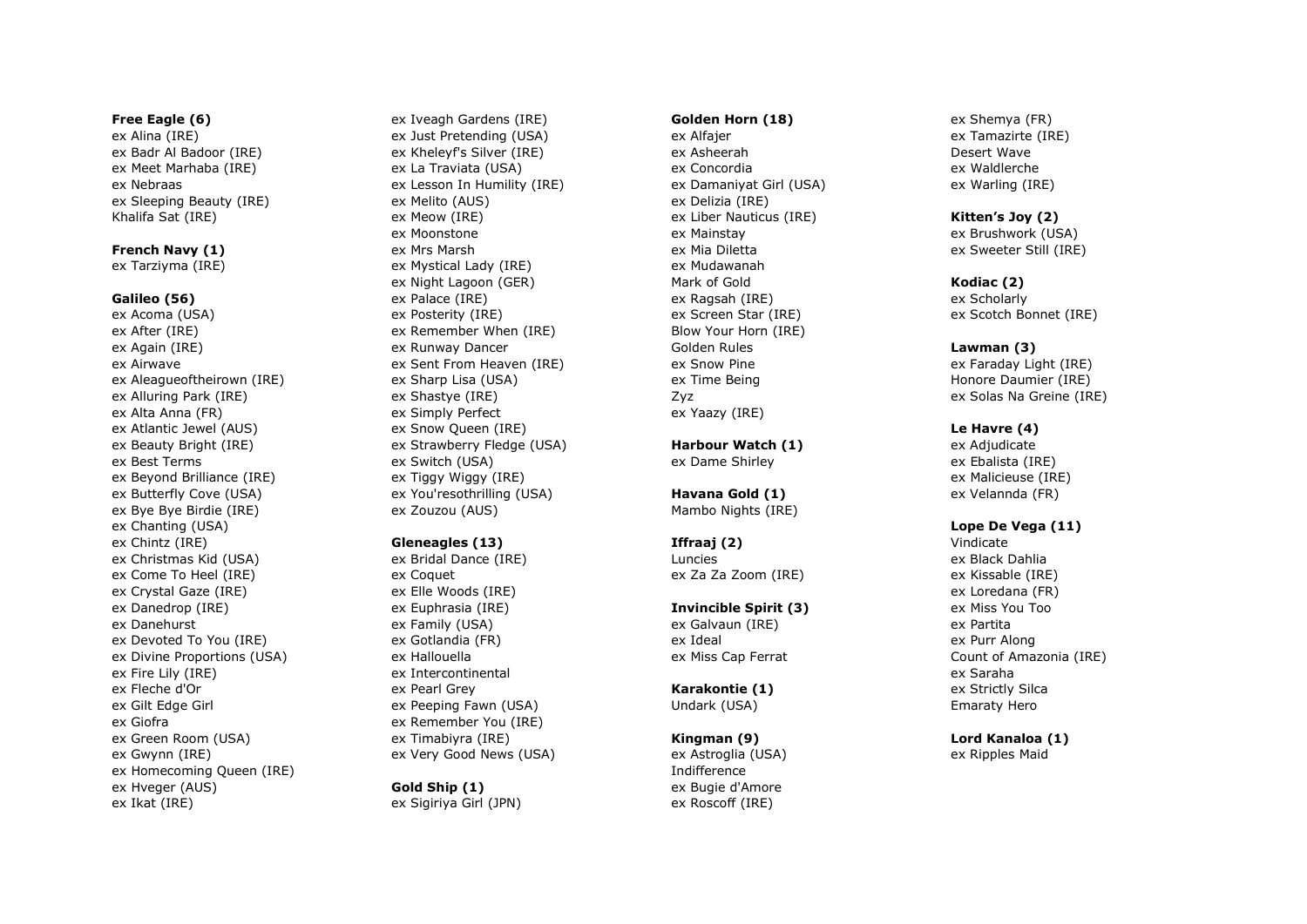**Free Eagle (6)**
ex Alina (IRE)
ex Badr Al Badoor (IRE)
ex Meet Marhaba (IRE)
ex Nebraas
ex Sleeping Beauty (IRE)
Khalifa Sat (IRE)

**French Navy (1)**
ex Tarziyma (IRE)

**Galileo (56)**
ex Acoma (USA)
ex After (IRE)
ex Again (IRE)
ex Airwave
ex Aleagueoftheirown (IRE)
ex Alluring Park (IRE)
ex Alta Anna (FR)
ex Atlantic Jewel (AUS)
ex Beauty Bright (IRE)
ex Best Terms
ex Beyond Brilliance (IRE)
ex Butterfly Cove (USA)
ex Bye Bye Birdie (IRE)
ex Chanting (USA)
ex Chintz (IRE)
ex Christmas Kid (USA)
ex Come To Heel (IRE)
ex Crystal Gaze (IRE)
ex Danedrop (IRE)
ex Danehurst
ex Devoted To You (IRE)
ex Divine Proportions (USA)
ex Fire Lily (IRE)
ex Fleche d'Or
ex Gilt Edge Girl
ex Giofra
ex Green Room (USA)
ex Gwynn (IRE)
ex Homecoming Queen (IRE)
ex Hveger (AUS)
ex Ikat (IRE)
ex Iveagh Gardens (IRE)
ex Just Pretending (USA)
ex Kheleyf's Silver (IRE)
ex La Traviata (USA)
ex Lesson In Humility (IRE)
ex Melito (AUS)
ex Meow (IRE)
ex Moonstone
ex Mrs Marsh
ex Mystical Lady (IRE)
ex Night Lagoon (GER)
ex Palace (IRE)
ex Posterity (IRE)
ex Remember When (IRE)
ex Runway Dancer
ex Sent From Heaven (IRE)
ex Sharp Lisa (USA)
ex Shastye (IRE)
ex Simply Perfect
ex Snow Queen (IRE)
ex Strawberry Fledge (USA)
ex Switch (USA)
ex Tiggy Wiggy (IRE)
ex You'resothrilling (USA)
ex Zouzou (AUS)

**Gleneagles (13)**
ex Bridal Dance (IRE)
ex Coquet
ex Elle Woods (IRE)
ex Euphrasia (IRE)
ex Family (USA)
ex Gotlandia (FR)
ex Hallouella
ex Intercontinental
ex Pearl Grey
ex Peeping Fawn (USA)
ex Remember You (IRE)
ex Timabiyra (IRE)
ex Very Good News (USA)

**Gold Ship (1)**
ex Sigiriya Girl (JPN)

**Golden Horn (18)**
ex Alfajer
ex Asheerah
ex Concordia
ex Damaniyat Girl (USA)
ex Delizia (IRE)
ex Liber Nauticus (IRE)
ex Mainstay
ex Mia Diletta
ex Mudawanah
Mark of Gold
ex Ragsah (IRE)
ex Screen Star (IRE)
Blow Your Horn (IRE)
Golden Rules
ex Snow Pine
ex Time Being
Zyz
ex Yaazy (IRE)

**Harbour Watch (1)**
ex Dame Shirley

**Havana Gold (1)**
Mambo Nights (IRE)

**Iffraaj (2)**
Luncies
ex Za Za Zoom (IRE)

**Invincible Spirit (3)**
ex Galvaun (IRE)
ex Ideal
ex Miss Cap Ferrat

**Karakontie (1)**
Undark (USA)

**Kingman (9)**
ex Astroglia (USA)
Indifference
ex Bugie d'Amore
ex Roscoff (IRE)
ex Shemya (FR)
ex Tamazirte (IRE)
Desert Wave
ex Waldlerche
ex Warling (IRE)

**Kitten's Joy (2)**
ex Brushwork (USA)
ex Sweeter Still (IRE)

**Kodiac (2)**
ex Scholarly
ex Scotch Bonnet (IRE)

**Lawman (3)**
ex Faraday Light (IRE)
Honore Daumier (IRE)
ex Solas Na Greine (IRE)

**Le Havre (4)**
ex Adjudicate
ex Ebalista (IRE)
ex Malicieuse (IRE)
ex Velannda (FR)

**Lope De Vega (11)**
Vindicate
ex Black Dahlia
ex Kissable (IRE)
ex Loredana (FR)
ex Miss You Too
ex Partita
ex Purr Along
Count of Amazonia (IRE)
ex Saraha
ex Strictly Silca
Emaraty Hero

**Lord Kanaloa (1)**
ex Ripples Maid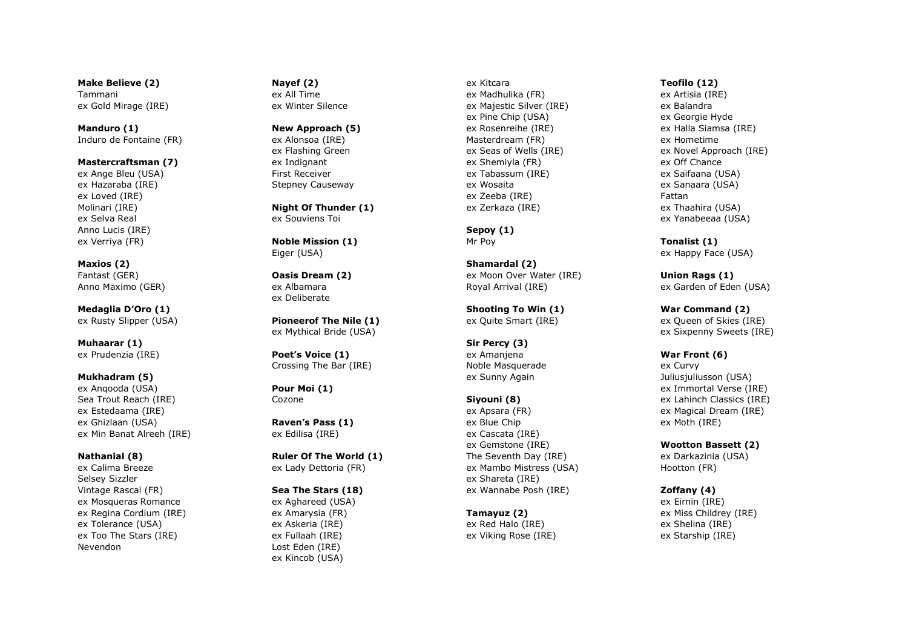**Make Believe (2)**
Tammani
ex Gold Mirage (IRE)

**Manduro (1)**
Induro de Fontaine (FR)

**Mastercraftsman (7)**
ex Ange Bleu (USA)
ex Hazaraba (IRE)
ex Loved (IRE)
Molinari (IRE)
ex Selva Real
Anno Lucis (IRE)
ex Verriya (FR)

**Maxios (2)**
Fantast (GER)
Anno Maximo (GER)

**Medaglia D'Oro (1)**
ex Rusty Slipper (USA)

**Muhaarar (1)**
ex Prudenzia (IRE)

**Mukhadram (5)**
ex Anqooda (USA)
Sea Trout Reach (IRE)
ex Estedaama (IRE)
ex Ghizlaan (USA)
ex Min Banat Alreeh (IRE)

**Nathanial (8)**
ex Calima Breeze
Selsey Sizzler
Vintage Rascal (FR)
ex Mosqueras Romance
ex Regina Cordium (IRE)
ex Tolerance (USA)
ex Too The Stars (IRE)
Nevendon

**Nayef (2)**
ex All Time
ex Winter Silence

**New Approach (5)**
ex Alonsoa (IRE)
ex Flashing Green
ex Indignant
First Receiver
Stepney Causeway

**Night Of Thunder (1)**
ex Souviens Toi

**Noble Mission (1)**
Eiger (USA)

**Oasis Dream (2)**
ex Albamara
ex Deliberate

**Pioneerof The Nile (1)**
ex Mythical Bride (USA)

**Poet's Voice (1)**
Crossing The Bar (IRE)

**Pour Moi (1)**
Cozone

**Raven's Pass (1)**
ex Edilisa (IRE)

**Ruler Of The World (1)**
ex Lady Dettoria (FR)

**Sea The Stars (18)**
ex Aghareed (USA)
ex Amarysia (FR)
ex Askeria (IRE)
ex Fullaah (IRE)
Lost Eden (IRE)
ex Kincob (USA)
ex Kitcara
ex Madhulika (FR)
ex Majestic Silver (IRE)
ex Pine Chip (USA)
ex Rosenreihe (IRE)
Masterdream (FR)
ex Seas of Wells (IRE)
ex Shemiyla (FR)
ex Tabassum (IRE)
ex Wosaita
ex Zeeba (IRE)
ex Zerkaza (IRE)

**Sepoy (1)**
Mr Poy

**Shamardal (2)**
ex Moon Over Water (IRE)
Royal Arrival (IRE)

**Shooting To Win (1)**
ex Quite Smart (IRE)

**Sir Percy (3)**
ex Amanjena
Noble Masquerade
ex Sunny Again

**Siyouni (8)**
ex Apsara (FR)
ex Blue Chip
ex Cascata (IRE)
ex Gemstone (IRE)
The Seventh Day (IRE)
ex Mambo Mistress (USA)
ex Shareta (IRE)
ex Wannabe Posh (IRE)

**Tamayuz (2)**
ex Red Halo (IRE)
ex Viking Rose (IRE)

**Teofilo (12)**
ex Artisia (IRE)
ex Balandra
ex Georgie Hyde
ex Halla Siamsa (IRE)
ex Hometime
ex Novel Approach (IRE)
ex Off Chance
ex Saifaana (USA)
ex Sanaara (USA)
Fattan
ex Thaahira (USA)
ex Yanabeeaa (USA)

**Tonalist (1)**
ex Happy Face (USA)

**Union Rags (1)**
ex Garden of Eden (USA)

**War Command (2)**
ex Queen of Skies (IRE)
ex Sixpenny Sweets (IRE)

**War Front (6)**
ex Curvy
Juliusjuliusson (USA)
ex Immortal Verse (IRE)
ex Lahinch Classics (IRE)
ex Magical Dream (IRE)
ex Moth (IRE)

**Wootton Bassett (2)**
ex Darkazinia (USA)
Hootton (FR)

**Zoffany (4)**
ex Eirnin (IRE)
ex Miss Childrey (IRE)
ex Shelina (IRE)
ex Starship (IRE)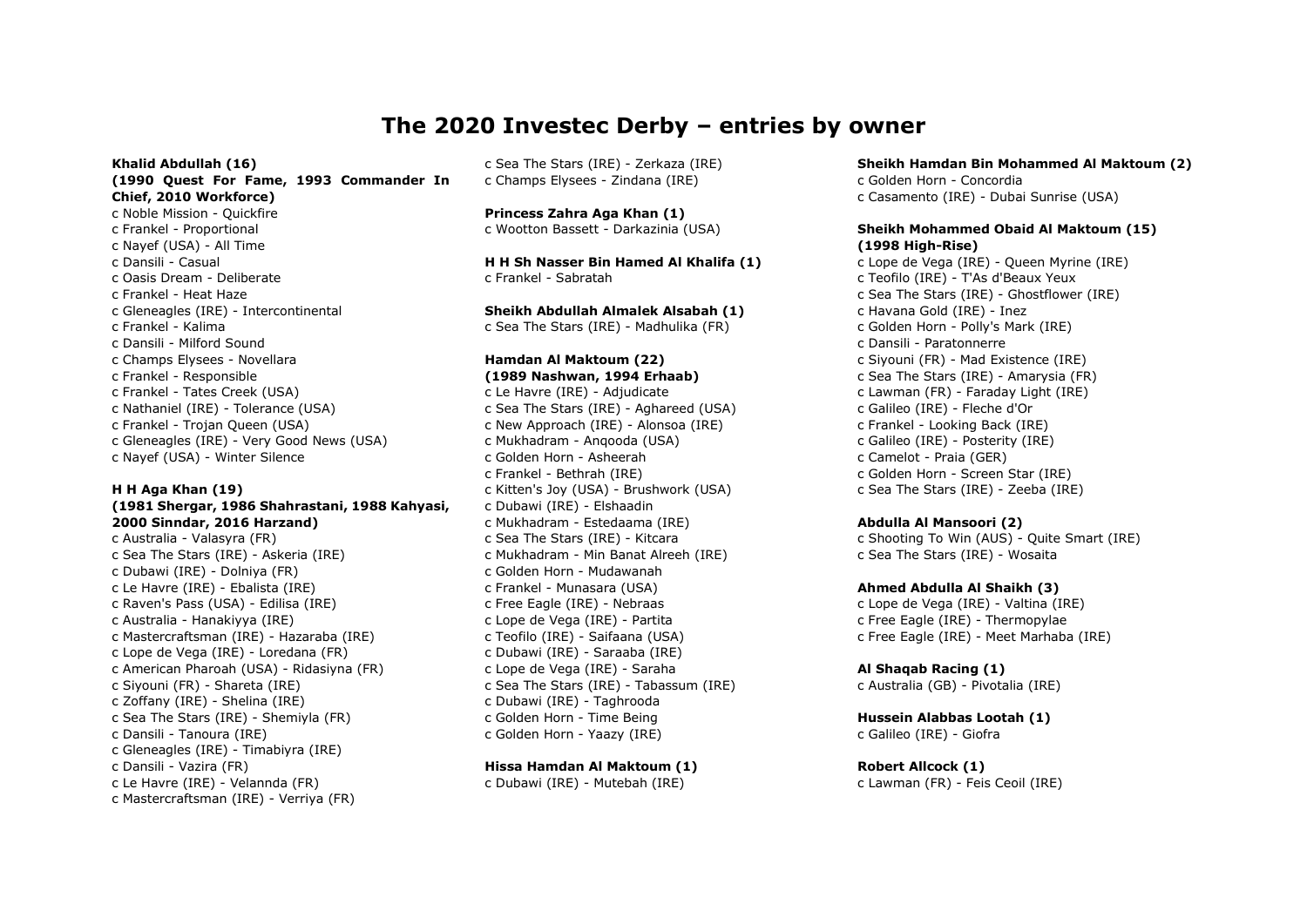# The 2020 Investec Derby – entries by owner

**Khalid Abdullah (16)**
**(1990 Quest For Fame, 1993 Commander In Chief, 2010 Workforce)**
c Noble Mission - Quickfire
c Frankel - Proportional
c Nayef (USA) - All Time
c Dansili - Casual
c Oasis Dream - Deliberate
c Frankel - Heat Haze
c Gleneagles (IRE) - Intercontinental
c Frankel - Kalima
c Dansili - Milford Sound
c Champs Elysees - Novellara
c Frankel - Responsible
c Frankel - Tates Creek (USA)
c Nathaniel (IRE) - Tolerance (USA)
c Frankel - Trojan Queen (USA)
c Gleneagles (IRE) - Very Good News (USA)
c Nayef (USA) - Winter Silence

**H H Aga Khan (19)**
**(1981 Shergar, 1986 Shahrastani, 1988 Kahyasi, 2000 Sinndar, 2016 Harzand)**
c Australia - Valasyra (FR)
c Sea The Stars (IRE) - Askeria (IRE)
c Dubawi (IRE) - Dolniya (FR)
c Le Havre (IRE) - Ebalista (IRE)
c Raven's Pass (USA) - Edilisa (IRE)
c Australia - Hanakiyya (IRE)
c Mastercraftsman (IRE) - Hazaraba (IRE)
c Lope de Vega (IRE) - Loredana (FR)
c American Pharoah (USA) - Ridasiyna (FR)
c Siyouni (FR) - Shareta (IRE)
c Zoffany (IRE) - Shelina (IRE)
c Sea The Stars (IRE) - Shemiyla (FR)
c Dansili - Tanoura (IRE)
c Gleneagles (IRE) - Timabiyra (IRE)
c Dansili - Vazira (FR)
c Le Havre (IRE) - Velannda (FR)
c Mastercraftsman (IRE) - Verriya (FR)
c Sea The Stars (IRE) - Zerkaza (IRE)
c Champs Elysees - Zindana (IRE)

**Princess Zahra Aga Khan (1)**
c Wootton Bassett - Darkazinia (USA)

**H H Sh Nasser Bin Hamed Al Khalifa (1)**
c Frankel - Sabratah

**Sheikh Abdullah Almalek Alsabah (1)**
c Sea The Stars (IRE) - Madhulika (FR)

**Hamdan Al Maktoum (22)**
**(1989 Nashwan, 1994 Erhaab)**
c Le Havre (IRE) - Adjudicate
c Sea The Stars (IRE) - Aghareed (USA)
c New Approach (IRE) - Alonsoa (IRE)
c Mukhadram - Anqooda (USA)
c Golden Horn - Asheerah
c Frankel - Bethrah (IRE)
c Kitten's Joy (USA) - Brushwork (USA)
c Dubawi (IRE) - Elshaadin
c Mukhadram - Estedaama (IRE)
c Sea The Stars (IRE) - Kitcara
c Mukhadram - Min Banat Alreeh (IRE)
c Golden Horn - Mudawanah
c Frankel - Munasara (USA)
c Free Eagle (IRE) - Nebraas
c Lope de Vega (IRE) - Partita
c Teofilo (IRE) - Saifaana (USA)
c Dubawi (IRE) - Saraaba (IRE)
c Lope de Vega (IRE) - Saraha
c Sea The Stars (IRE) - Tabassum (IRE)
c Dubawi (IRE) - Taghrooda
c Golden Horn - Time Being
c Golden Horn - Yaazy (IRE)

**Hissa Hamdan Al Maktoum (1)**
c Dubawi (IRE) - Mutebah (IRE)

**Sheikh Hamdan Bin Mohammed Al Maktoum (2)**
c Golden Horn - Concordia
c Casamento (IRE) - Dubai Sunrise (USA)

**Sheikh Mohammed Obaid Al Maktoum (15)**
**(1998 High-Rise)**
c Lope de Vega (IRE) - Queen Myrine (IRE)
c Teofilo (IRE) - T'As d'Beaux Yeux
c Sea The Stars (IRE) - Ghostflower (IRE)
c Havana Gold (IRE) - Inez
c Golden Horn - Polly's Mark (IRE)
c Dansili - Paratonnerre
c Siyouni (FR) - Mad Existence (IRE)
c Sea The Stars (IRE) - Amarysia (FR)
c Lawman (FR) - Faraday Light (IRE)
c Galileo (IRE) - Fleche d'Or
c Frankel - Looking Back (IRE)
c Galileo (IRE) - Posterity (IRE)
c Camelot - Praia (GER)
c Golden Horn - Screen Star (IRE)
c Sea The Stars (IRE) - Zeeba (IRE)

**Abdulla Al Mansoori (2)**
c Shooting To Win (AUS) - Quite Smart (IRE)
c Sea The Stars (IRE) - Wosaita

**Ahmed Abdulla Al Shaikh (3)**
c Lope de Vega (IRE) - Valtina (IRE)
c Free Eagle (IRE) - Thermopylae
c Free Eagle (IRE) - Meet Marhaba (IRE)

**Al Shaqab Racing (1)**
c Australia (GB) - Pivotalia (IRE)

**Hussein Alabbas Lootah (1)**
c Galileo (IRE) - Giofra

**Robert Allcock (1)**
c Lawman (FR) - Feis Ceoil (IRE)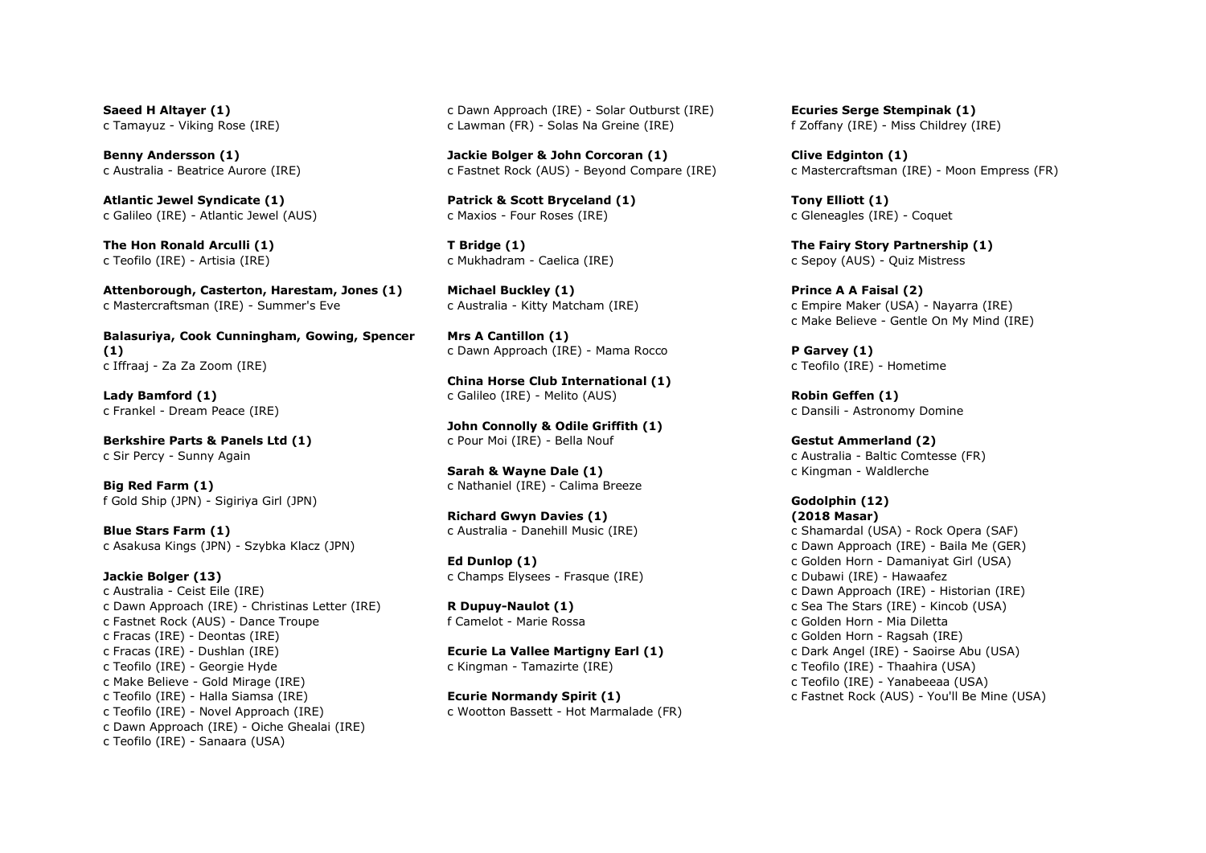**Saeed H Altayer (1)**
c Tamayuz - Viking Rose (IRE)

**Benny Andersson (1)**
c Australia - Beatrice Aurore (IRE)

**Atlantic Jewel Syndicate (1)**
c Galileo (IRE) - Atlantic Jewel (AUS)

**The Hon Ronald Arculli (1)**
c Teofilo (IRE) - Artisia (IRE)

**Attenborough, Casterton, Harestam, Jones (1)**
c Mastercraftsman (IRE) - Summer's Eve

**Balasuriya, Cook Cunningham, Gowing, Spencer (1)**
c Iffraaj - Za Za Zoom (IRE)

**Lady Bamford (1)**
c Frankel - Dream Peace (IRE)

**Berkshire Parts & Panels Ltd (1)**
c Sir Percy - Sunny Again

**Big Red Farm (1)**
f Gold Ship (JPN) - Sigiriya Girl (JPN)

**Blue Stars Farm (1)**
c Asakusa Kings (JPN) - Szybka Klacz (JPN)

**Jackie Bolger (13)**
c Australia - Ceist Eile (IRE)
c Dawn Approach (IRE) - Christinas Letter (IRE)
c Fastnet Rock (AUS) - Dance Troupe
c Fracas (IRE) - Deontas (IRE)
c Fracas (IRE) - Dushlan (IRE)
c Teofilo (IRE) - Georgie Hyde
c Make Believe - Gold Mirage (IRE)
c Teofilo (IRE) - Halla Siamsa (IRE)
c Teofilo (IRE) - Novel Approach (IRE)
c Dawn Approach (IRE) - Oiche Ghealai (IRE)
c Teofilo (IRE) - Sanaara (USA)
c Dawn Approach (IRE) - Solar Outburst (IRE)
c Lawman (FR) - Solas Na Greine (IRE)

**Jackie Bolger & John Corcoran (1)**
c Fastnet Rock (AUS) - Beyond Compare (IRE)

**Patrick & Scott Bryceland (1)**
c Maxios - Four Roses (IRE)

**T Bridge (1)**
c Mukhadram - Caelica (IRE)

**Michael Buckley (1)**
c Australia - Kitty Matcham (IRE)

**Mrs A Cantillon (1)**
c Dawn Approach (IRE) - Mama Rocco

**China Horse Club International (1)**
c Galileo (IRE) - Melito (AUS)

**John Connolly & Odile Griffith (1)**
c Pour Moi (IRE) - Bella Nouf

**Sarah & Wayne Dale (1)**
c Nathaniel (IRE) - Calima Breeze

**Richard Gwyn Davies (1)**
c Australia - Danehill Music (IRE)

**Ed Dunlop (1)**
c Champs Elysees - Frasque (IRE)

**R Dupuy-Naulot (1)**
f Camelot - Marie Rossa

**Ecurie La Vallee Martigny Earl (1)**
c Kingman - Tamazirte (IRE)

**Ecurie Normandy Spirit (1)**
c Wootton Bassett - Hot Marmalade (FR)

**Ecuries Serge Stempinak (1)**
f Zoffany (IRE) - Miss Childrey (IRE)

**Clive Edginton (1)**
c Mastercraftsman (IRE) - Moon Empress (FR)

**Tony Elliott (1)**
c Gleneagles (IRE) - Coquet

**The Fairy Story Partnership (1)**
c Sepoy (AUS) - Quiz Mistress

**Prince A A Faisal (2)**
c Empire Maker (USA) - Nayarra (IRE)
c Make Believe - Gentle On My Mind (IRE)

**P Garvey (1)**
c Teofilo (IRE) - Hometime

**Robin Geffen (1)**
c Dansili - Astronomy Domine

**Gestut Ammerland (2)**
c Australia - Baltic Comtesse (FR)
c Kingman - Waldlerche

**Godolphin (12)**
**(2018 Masar)**
c Shamardal (USA) - Rock Opera (SAF)
c Dawn Approach (IRE) - Baila Me (GER)
c Golden Horn - Damaniyat Girl (USA)
c Dubawi (IRE) - Hawaafez
c Dawn Approach (IRE) - Historian (IRE)
c Sea The Stars (IRE) - Kincob (USA)
c Golden Horn - Mia Diletta
c Golden Horn - Ragsah (IRE)
c Dark Angel (IRE) - Saoirse Abu (USA)
c Teofilo (IRE) - Thaahira (USA)
c Teofilo (IRE) - Yanabeeaa (USA)
c Fastnet Rock (AUS) - You'll Be Mine (USA)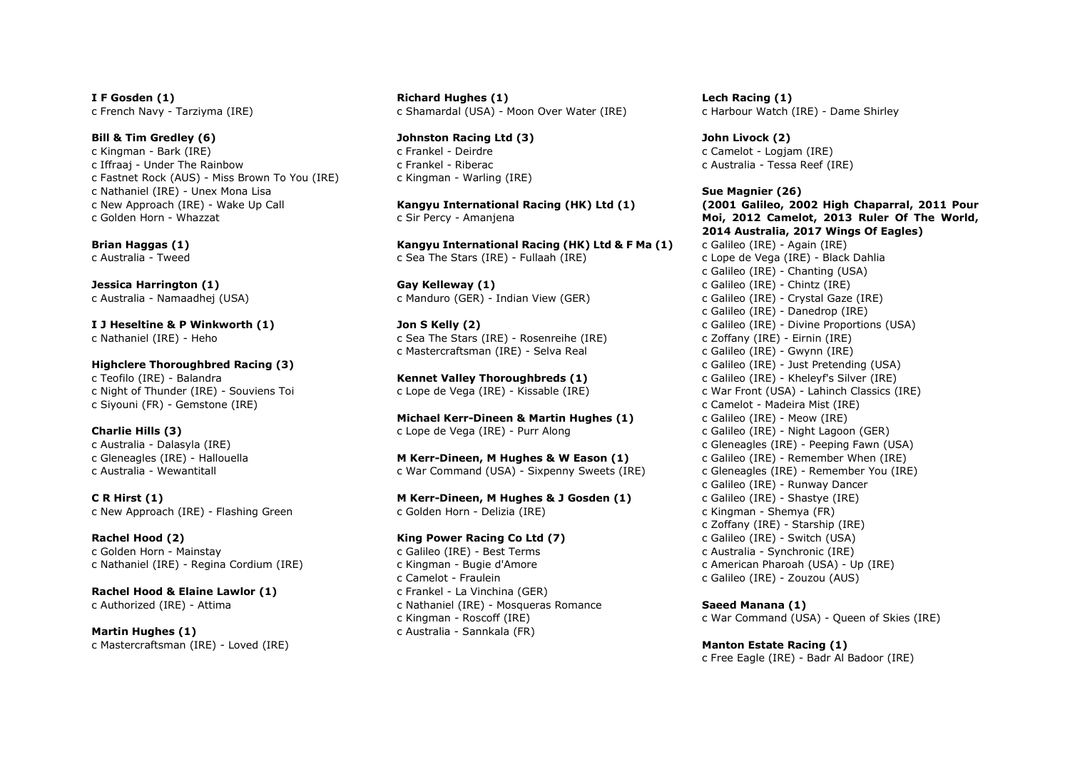**I F Gosden (1)**
c French Navy - Tarziyma (IRE)

**Bill & Tim Gredley (6)**
c Kingman - Bark (IRE)
c Iffraaj - Under The Rainbow
c Fastnet Rock (AUS) - Miss Brown To You (IRE)
c Nathaniel (IRE) - Unex Mona Lisa
c New Approach (IRE) - Wake Up Call
c Golden Horn - Whazzat

**Brian Haggas (1)**
c Australia - Tweed

**Jessica Harrington (1)**
c Australia - Namaadhej (USA)

**I J Heseltine & P Winkworth (1)**
c Nathaniel (IRE) - Heho

**Highclere Thoroughbred Racing (3)**
c Teofilo (IRE) - Balandra
c Night of Thunder (IRE) - Souviens Toi
c Siyouni (FR) - Gemstone (IRE)

**Charlie Hills (3)**
c Australia - Dalasyla (IRE)
c Gleneagles (IRE) - Hallouella
c Australia - Wewantitall

**C R Hirst (1)**
c New Approach (IRE) - Flashing Green

**Rachel Hood (2)**
c Golden Horn - Mainstay
c Nathaniel (IRE) - Regina Cordium (IRE)

**Rachel Hood & Elaine Lawlor (1)**
c Authorized (IRE) - Attima

**Martin Hughes (1)**
c Mastercraftsman (IRE) - Loved (IRE)

**Richard Hughes (1)**
c Shamardal (USA) - Moon Over Water (IRE)

**Johnston Racing Ltd (3)**
c Frankel - Deirdre
c Frankel - Riberac
c Kingman - Warling (IRE)

**Kangyu International Racing (HK) Ltd (1)**
c Sir Percy - Amanjena

**Kangyu International Racing (HK) Ltd & F Ma (1)**
c Sea The Stars (IRE) - Fullaah (IRE)

**Gay Kelleway (1)**
c Manduro (GER) - Indian View (GER)

**Jon S Kelly (2)**
c Sea The Stars (IRE) - Rosenreihe (IRE)
c Mastercraftsman (IRE) - Selva Real

**Kennet Valley Thoroughbreds (1)**
c Lope de Vega (IRE) - Kissable (IRE)

**Michael Kerr-Dineen & Martin Hughes (1)**
c Lope de Vega (IRE) - Purr Along

**M Kerr-Dineen, M Hughes & W Eason (1)**
c War Command (USA) - Sixpenny Sweets (IRE)

**M Kerr-Dineen, M Hughes & J Gosden (1)**
c Golden Horn - Delizia (IRE)

**King Power Racing Co Ltd (7)**
c Galileo (IRE) - Best Terms
c Kingman - Bugie d'Amore
c Camelot - Fraulein
c Frankel - La Vinchina (GER)
c Nathaniel (IRE) - Mosqueras Romance
c Kingman - Roscoff (IRE)
c Australia - Sannkala (FR)

**Lech Racing (1)**
c Harbour Watch (IRE) - Dame Shirley

**John Livock (2)**
c Camelot - Logjam (IRE)
c Australia - Tessa Reef (IRE)

**Sue Magnier (26)**
**(2001 Galileo, 2002 High Chaparral, 2011 Pour Moi, 2012 Camelot, 2013 Ruler Of The World, 2014 Australia, 2017 Wings Of Eagles)**
c Galileo (IRE) - Again (IRE)
c Lope de Vega (IRE) - Black Dahlia
c Galileo (IRE) - Chanting (USA)
c Galileo (IRE) - Chintz (IRE)
c Galileo (IRE) - Crystal Gaze (IRE)
c Galileo (IRE) - Danedrop (IRE)
c Galileo (IRE) - Divine Proportions (USA)
c Zoffany (IRE) - Eirnin (IRE)
c Galileo (IRE) - Gwynn (IRE)
c Galileo (IRE) - Just Pretending (USA)
c Galileo (IRE) - Kheleyf's Silver (IRE)
c War Front (USA) - Lahinch Classics (IRE)
c Camelot - Madeira Mist (IRE)
c Galileo (IRE) - Meow (IRE)
c Galileo (IRE) - Night Lagoon (GER)
c Gleneagles (IRE) - Peeping Fawn (USA)
c Galileo (IRE) - Remember When (IRE)
c Gleneagles (IRE) - Remember You (IRE)
c Galileo (IRE) - Runway Dancer
c Galileo (IRE) - Shastye (IRE)
c Kingman - Shemya (FR)
c Zoffany (IRE) - Starship (IRE)
c Galileo (IRE) - Switch (USA)
c Australia - Synchronic (IRE)
c American Pharoah (USA) - Up (IRE)
c Galileo (IRE) - Zouzou (AUS)

**Saeed Manana (1)**
c War Command (USA) - Queen of Skies (IRE)

**Manton Estate Racing (1)**
c Free Eagle (IRE) - Badr Al Badoor (IRE)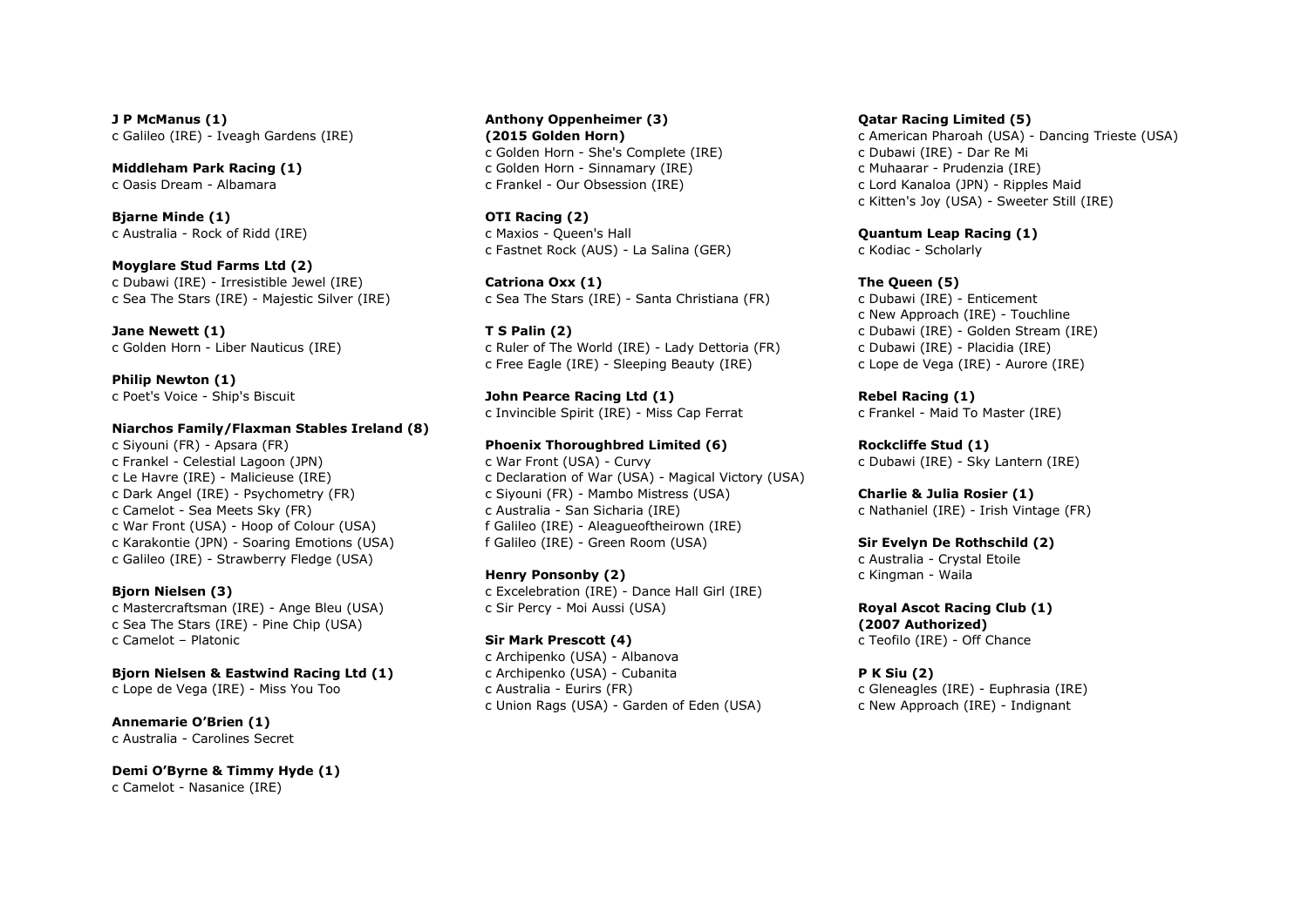**J P McManus (1)**
c Galileo (IRE) - Iveagh Gardens (IRE)

**Middleham Park Racing (1)**
c Oasis Dream - Albamara

**Bjarne Minde (1)**
c Australia - Rock of Ridd (IRE)

**Moyglare Stud Farms Ltd (2)**
c Dubawi (IRE) - Irresistible Jewel (IRE)
c Sea The Stars (IRE) - Majestic Silver (IRE)

**Jane Newett (1)**
c Golden Horn - Liber Nauticus (IRE)

**Philip Newton (1)**
c Poet's Voice - Ship's Biscuit

**Niarchos Family/Flaxman Stables Ireland (8)**
c Siyouni (FR) - Apsara (FR)
c Frankel - Celestial Lagoon (JPN)
c Le Havre (IRE) - Malicieuse (IRE)
c Dark Angel (IRE) - Psychometry (FR)
c Camelot - Sea Meets Sky (FR)
c War Front (USA) - Hoop of Colour (USA)
c Karakontie (JPN) - Soaring Emotions (USA)
c Galileo (IRE) - Strawberry Fledge (USA)

**Bjorn Nielsen (3)**
c Mastercraftsman (IRE) - Ange Bleu (USA)
c Sea The Stars (IRE) - Pine Chip (USA)
c Camelot – Platonic

**Bjorn Nielsen & Eastwind Racing Ltd (1)**
c Lope de Vega (IRE) - Miss You Too

**Annemarie O'Brien (1)**
c Australia - Carolines Secret

**Demi O'Byrne & Timmy Hyde (1)**
c Camelot - Nasanice (IRE)

**Anthony Oppenheimer (3)**
**(2015 Golden Horn)**
c Golden Horn - She's Complete (IRE)
c Golden Horn - Sinnamary (IRE)
c Frankel - Our Obsession (IRE)

**OTI Racing (2)**
c Maxios - Queen's Hall
c Fastnet Rock (AUS) - La Salina (GER)

**Catriona Oxx (1)**
c Sea The Stars (IRE) - Santa Christiana (FR)

**T S Palin (2)**
c Ruler of The World (IRE) - Lady Dettoria (FR)
c Free Eagle (IRE) - Sleeping Beauty (IRE)

**John Pearce Racing Ltd (1)**
c Invincible Spirit (IRE) - Miss Cap Ferrat

**Phoenix Thoroughbred Limited (6)**
c War Front (USA) - Curvy
c Declaration of War (USA) - Magical Victory (USA)
c Siyouni (FR) - Mambo Mistress (USA)
c Australia - San Sicharia (IRE)
f Galileo (IRE) - Aleagueoftheirown (IRE)
f Galileo (IRE) - Green Room (USA)

**Henry Ponsonby (2)**
c Excelebration (IRE) - Dance Hall Girl (IRE)
c Sir Percy - Moi Aussi (USA)

**Sir Mark Prescott (4)**
c Archipenko (USA) - Albanova
c Archipenko (USA) - Cubanita
c Australia - Eurirs (FR)
c Union Rags (USA) - Garden of Eden (USA)

**Qatar Racing Limited (5)**
c American Pharoah (USA) - Dancing Trieste (USA)
c Dubawi (IRE) - Dar Re Mi
c Muhaarar - Prudenzia (IRE)
c Lord Kanaloa (JPN) - Ripples Maid
c Kitten's Joy (USA) - Sweeter Still (IRE)

**Quantum Leap Racing (1)**
c Kodiac - Scholarly

**The Queen (5)**
c Dubawi (IRE) - Enticement
c New Approach (IRE) - Touchline
c Dubawi (IRE) - Golden Stream (IRE)
c Dubawi (IRE) - Placidia (IRE)
c Lope de Vega (IRE) - Aurore (IRE)

**Rebel Racing (1)**
c Frankel - Maid To Master (IRE)

**Rockcliffe Stud (1)**
c Dubawi (IRE) - Sky Lantern (IRE)

**Charlie & Julia Rosier (1)**
c Nathaniel (IRE) - Irish Vintage (FR)

**Sir Evelyn De Rothschild (2)**
c Australia - Crystal Etoile
c Kingman - Waila

**Royal Ascot Racing Club (1)**
**(2007 Authorized)**
c Teofilo (IRE) - Off Chance

**P K Siu (2)**
c Gleneagles (IRE) - Euphrasia (IRE)
c New Approach (IRE) - Indignant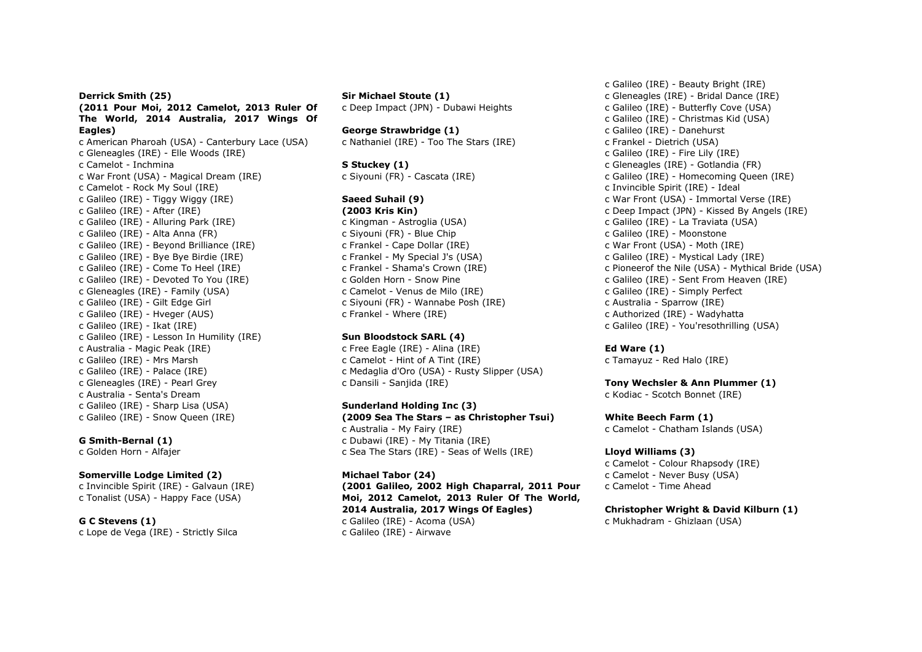**Derrick Smith (25)**
**(2011 Pour Moi, 2012 Camelot, 2013 Ruler Of The World, 2014 Australia, 2017 Wings Of Eagles)**
c American Pharoah (USA) - Canterbury Lace (USA)
c Gleneagles (IRE) - Elle Woods (IRE)
c Camelot - Inchmina
c War Front (USA) - Magical Dream (IRE)
c Camelot - Rock My Soul (IRE)
c Galileo (IRE) - Tiggy Wiggy (IRE)
c Galileo (IRE) - After (IRE)
c Galileo (IRE) - Alluring Park (IRE)
c Galileo (IRE) - Alta Anna (FR)
c Galileo (IRE) - Beyond Brilliance (IRE)
c Galileo (IRE) - Bye Bye Birdie (IRE)
c Galileo (IRE) - Come To Heel (IRE)
c Galileo (IRE) - Devoted To You (IRE)
c Gleneagles (IRE) - Family (USA)
c Galileo (IRE) - Gilt Edge Girl
c Galileo (IRE) - Hveger (AUS)
c Galileo (IRE) - Ikat (IRE)
c Galileo (IRE) - Lesson In Humility (IRE)
c Australia - Magic Peak (IRE)
c Galileo (IRE) - Mrs Marsh
c Galileo (IRE) - Palace (IRE)
c Gleneagles (IRE) - Pearl Grey
c Australia - Senta's Dream
c Galileo (IRE) - Sharp Lisa (USA)
c Galileo (IRE) - Snow Queen (IRE)

**G Smith-Bernal (1)**
c Golden Horn - Alfajer

**Somerville Lodge Limited (2)**
c Invincible Spirit (IRE) - Galvaun (IRE)
c Tonalist (USA) - Happy Face (USA)

**G C Stevens (1)**
c Lope de Vega (IRE) - Strictly Silca

**Sir Michael Stoute (1)**
c Deep Impact (JPN) - Dubawi Heights

**George Strawbridge (1)**
c Nathaniel (IRE) - Too The Stars (IRE)

**S Stuckey (1)**
c Siyouni (FR) - Cascata (IRE)

**Saeed Suhail (9)**
**(2003 Kris Kin)**
c Kingman - Astroglia (USA)
c Siyouni (FR) - Blue Chip
c Frankel - Cape Dollar (IRE)
c Frankel - My Special J's (USA)
c Frankel - Shama's Crown (IRE)
c Golden Horn - Snow Pine
c Camelot - Venus de Milo (IRE)
c Siyouni (FR) - Wannabe Posh (IRE)
c Frankel - Where (IRE)

**Sun Bloodstock SARL (4)**
c Free Eagle (IRE) - Alina (IRE)
c Camelot - Hint of A Tint (IRE)
c Medaglia d'Oro (USA) - Rusty Slipper (USA)
c Dansili - Sanjida (IRE)

**Sunderland Holding Inc (3)**
**(2009 Sea The Stars – as Christopher Tsui)**
c Australia - My Fairy (IRE)
c Dubawi (IRE) - My Titania (IRE)
c Sea The Stars (IRE) - Seas of Wells (IRE)

**Michael Tabor (24)**
**(2001 Galileo, 2002 High Chaparral, 2011 Pour Moi, 2012 Camelot, 2013 Ruler Of The World, 2014 Australia, 2017 Wings Of Eagles)**
c Galileo (IRE) - Acoma (USA)
c Galileo (IRE) - Airwave
c Galileo (IRE) - Beauty Bright (IRE)
c Gleneagles (IRE) - Bridal Dance (IRE)
c Galileo (IRE) - Butterfly Cove (USA)
c Galileo (IRE) - Christmas Kid (USA)
c Galileo (IRE) - Danehurst
c Frankel - Dietrich (USA)
c Galileo (IRE) - Fire Lily (IRE)
c Gleneagles (IRE) - Gotlandia (FR)
c Galileo (IRE) - Homecoming Queen (IRE)
c Invincible Spirit (IRE) - Ideal
c War Front (USA) - Immortal Verse (IRE)
c Deep Impact (JPN) - Kissed By Angels (IRE)
c Galileo (IRE) - La Traviata (USA)
c Galileo (IRE) - Moonstone
c War Front (USA) - Moth (IRE)
c Galileo (IRE) - Mystical Lady (IRE)
c Pioneerof the Nile (USA) - Mythical Bride (USA)
c Galileo (IRE) - Sent From Heaven (IRE)
c Galileo (IRE) - Simply Perfect
c Australia - Sparrow (IRE)
c Authorized (IRE) - Wadyhatta
c Galileo (IRE) - You'resothrilling (USA)

**Ed Ware (1)**
c Tamayuz - Red Halo (IRE)

**Tony Wechsler & Ann Plummer (1)**
c Kodiac - Scotch Bonnet (IRE)

**White Beech Farm (1)**
c Camelot - Chatham Islands (USA)

**Lloyd Williams (3)**
c Camelot - Colour Rhapsody (IRE)
c Camelot - Never Busy (USA)
c Camelot - Time Ahead

**Christopher Wright & David Kilburn (1)**
c Mukhadram - Ghizlaan (USA)